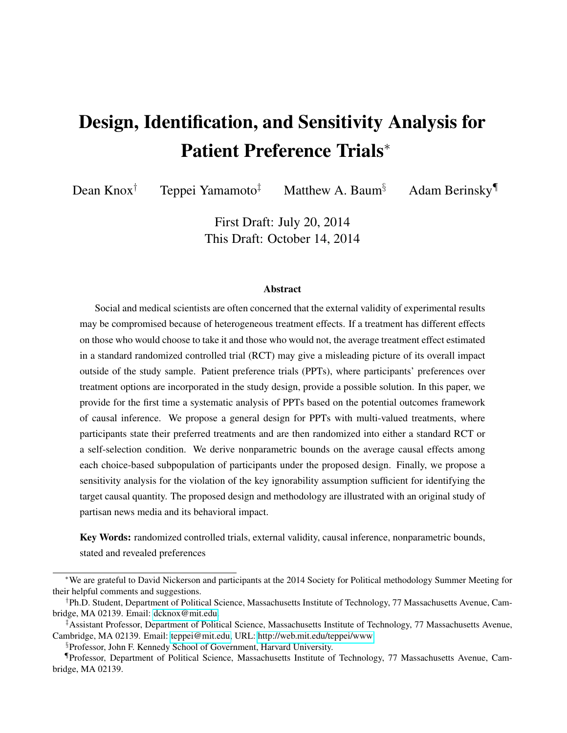# Design, Identification, and Sensitivity Analysis for Patient Preference Trials*

Dean Knox[†] Teppei Yamamoto[‡] Matthew A. Baum[§] Adam Berinsky[¶]

First Draft: July 20, 2014
This Draft: October 14, 2014

### Abstract

Social and medical scientists are often concerned that the external validity of experimental results may be compromised because of heterogeneous treatment effects. If a treatment has different effects on those who would choose to take it and those who would not, the average treatment effect estimated in a standard randomized controlled trial (RCT) may give a misleading picture of its overall impact outside of the study sample. Patient preference trials (PPTs), where participants' preferences over treatment options are incorporated in the study design, provide a possible solution. In this paper, we provide for the first time a systematic analysis of PPTs based on the potential outcomes framework of causal inference. We propose a general design for PPTs with multi-valued treatments, where participants state their preferred treatments and are then randomized into either a standard RCT or a self-selection condition. We derive nonparametric bounds on the average causal effects among each choice-based subpopulation of participants under the proposed design. Finally, we propose a sensitivity analysis for the violation of the key ignorability assumption sufficient for identifying the target causal quantity. The proposed design and methodology are illustrated with an original study of partisan news media and its behavioral impact.

**Key Words:** randomized controlled trials, external validity, causal inference, nonparametric bounds, stated and revealed preferences

---

*We are grateful to David Nickerson and participants at the 2014 Society for Political methodology Summer Meeting for their helpful comments and suggestions.

[†]Ph.D. Student, Department of Political Science, Massachusetts Institute of Technology, 77 Massachusetts Avenue, Cambridge, MA 02139. Email: dcknox@mit.edu

[‡]Assistant Professor, Department of Political Science, Massachusetts Institute of Technology, 77 Massachusetts Avenue, Cambridge, MA 02139. Email: teppei@mit.edu, URL: http://web.mit.edu/teppei/www

[§]Professor, John F. Kennedy School of Government, Harvard University.

[¶]Professor, Department of Political Science, Massachusetts Institute of Technology, 77 Massachusetts Avenue, Cambridge, MA 02139.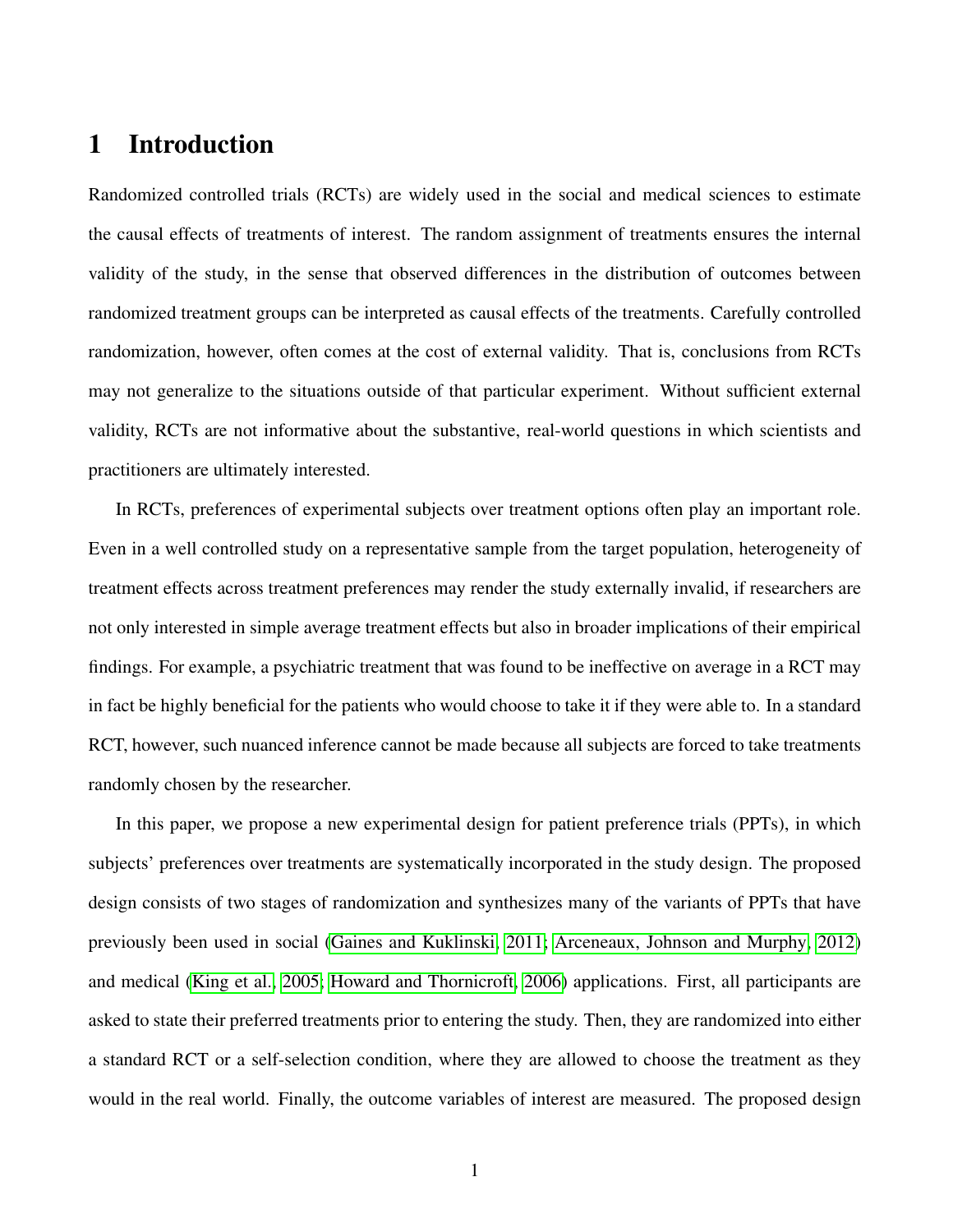# 1 Introduction

Randomized controlled trials (RCTs) are widely used in the social and medical sciences to estimate the causal effects of treatments of interest. The random assignment of treatments ensures the internal validity of the study, in the sense that observed differences in the distribution of outcomes between randomized treatment groups can be interpreted as causal effects of the treatments. Carefully controlled randomization, however, often comes at the cost of external validity. That is, conclusions from RCTs may not generalize to the situations outside of that particular experiment. Without sufficient external validity, RCTs are not informative about the substantive, real-world questions in which scientists and practitioners are ultimately interested.

In RCTs, preferences of experimental subjects over treatment options often play an important role. Even in a well controlled study on a representative sample from the target population, heterogeneity of treatment effects across treatment preferences may render the study externally invalid, if researchers are not only interested in simple average treatment effects but also in broader implications of their empirical findings. For example, a psychiatric treatment that was found to be ineffective on average in a RCT may in fact be highly beneficial for the patients who would choose to take it if they were able to. In a standard RCT, however, such nuanced inference cannot be made because all subjects are forced to take treatments randomly chosen by the researcher.

In this paper, we propose a new experimental design for patient preference trials (PPTs), in which subjects' preferences over treatments are systematically incorporated in the study design. The proposed design consists of two stages of randomization and synthesizes many of the variants of PPTs that have previously been used in social (Gaines and Kuklinski, 2011; Arceneaux, Johnson and Murphy, 2012) and medical (King et al., 2005; Howard and Thornicroft, 2006) applications. First, all participants are asked to state their preferred treatments prior to entering the study. Then, they are randomized into either a standard RCT or a self-selection condition, where they are allowed to choose the treatment as they would in the real world. Finally, the outcome variables of interest are measured. The proposed design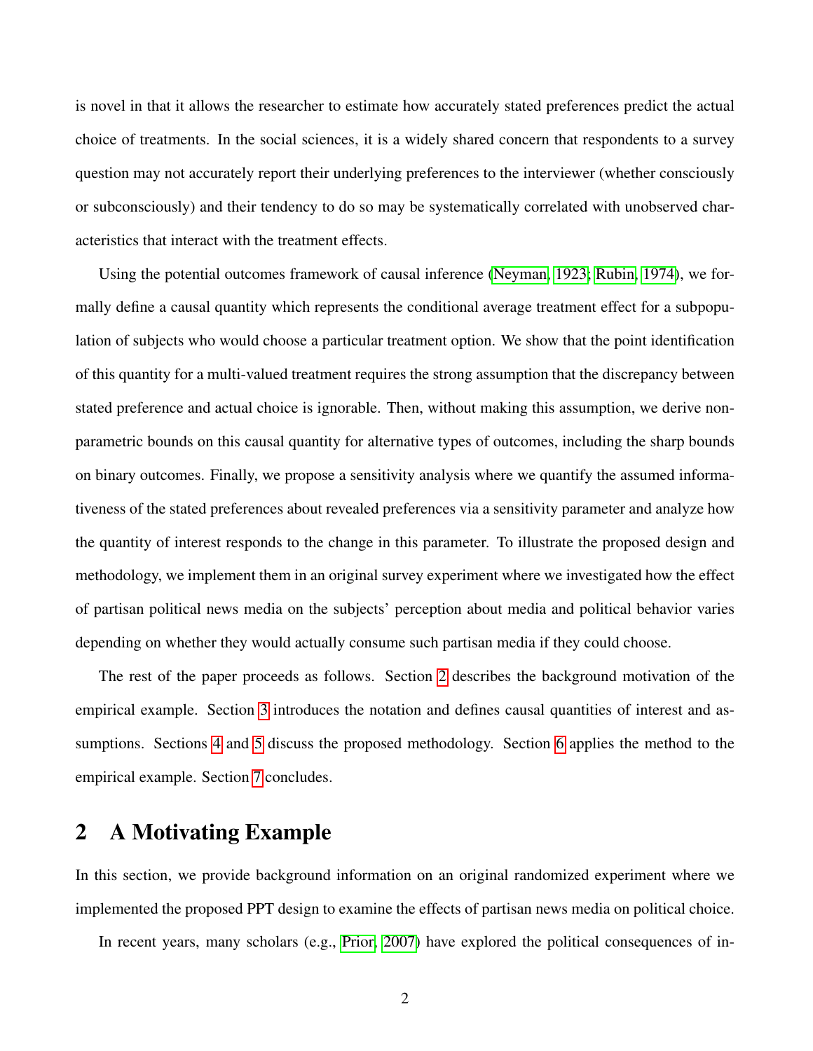is novel in that it allows the researcher to estimate how accurately stated preferences predict the actual choice of treatments. In the social sciences, it is a widely shared concern that respondents to a survey question may not accurately report their underlying preferences to the interviewer (whether consciously or subconsciously) and their tendency to do so may be systematically correlated with unobserved characteristics that interact with the treatment effects.

Using the potential outcomes framework of causal inference (Neyman, 1923; Rubin, 1974), we formally define a causal quantity which represents the conditional average treatment effect for a subpopulation of subjects who would choose a particular treatment option. We show that the point identification of this quantity for a multi-valued treatment requires the strong assumption that the discrepancy between stated preference and actual choice is ignorable. Then, without making this assumption, we derive nonparametric bounds on this causal quantity for alternative types of outcomes, including the sharp bounds on binary outcomes. Finally, we propose a sensitivity analysis where we quantify the assumed informativeness of the stated preferences about revealed preferences via a sensitivity parameter and analyze how the quantity of interest responds to the change in this parameter. To illustrate the proposed design and methodology, we implement them in an original survey experiment where we investigated how the effect of partisan political news media on the subjects' perception about media and political behavior varies depending on whether they would actually consume such partisan media if they could choose.

The rest of the paper proceeds as follows. Section 2 describes the background motivation of the empirical example. Section 3 introduces the notation and defines causal quantities of interest and assumptions. Sections 4 and 5 discuss the proposed methodology. Section 6 applies the method to the empirical example. Section 7 concludes.

## 2 A Motivating Example

In this section, we provide background information on an original randomized experiment where we implemented the proposed PPT design to examine the effects of partisan news media on political choice.

In recent years, many scholars (e.g., Prior, 2007) have explored the political consequences of in-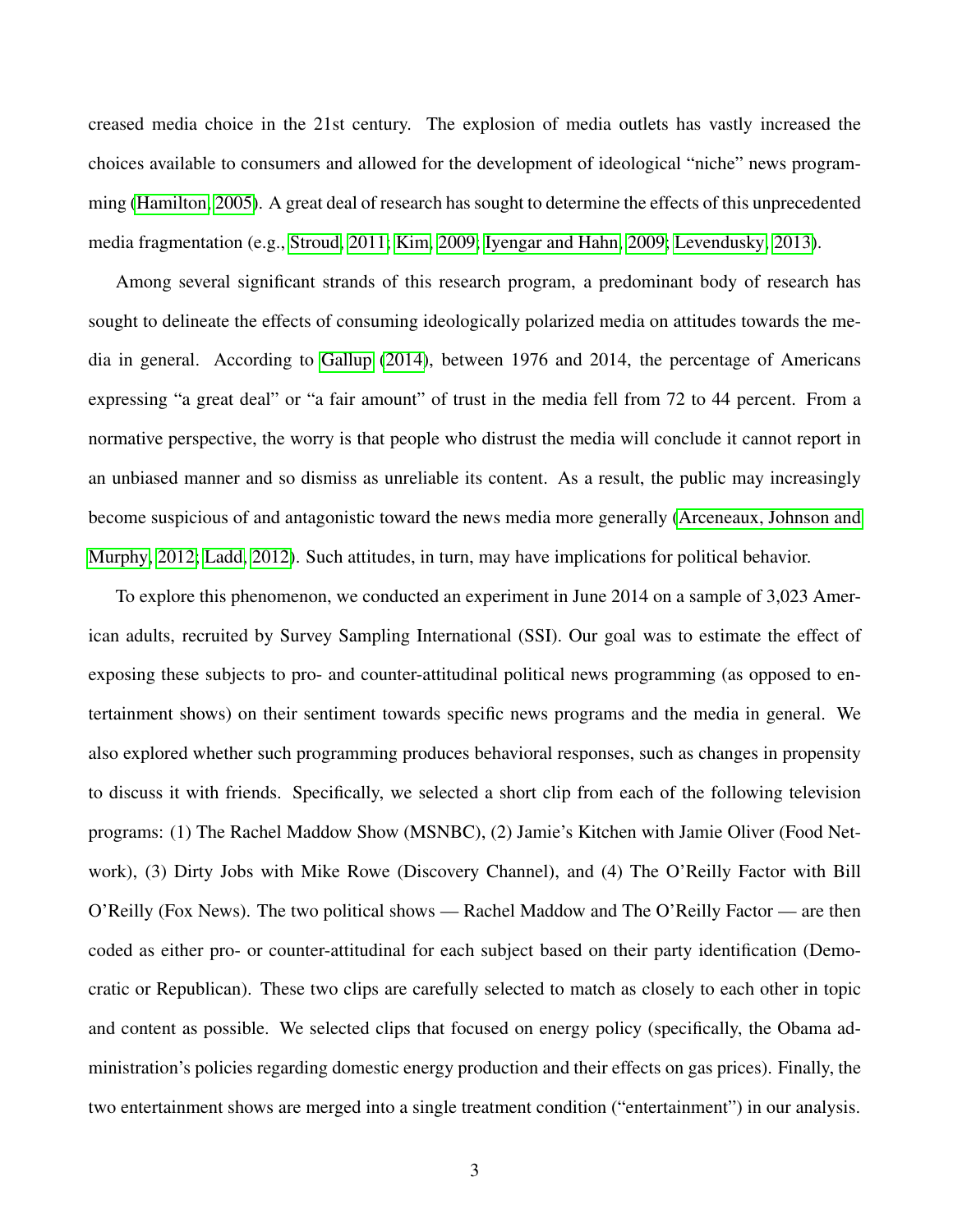creased media choice in the 21st century. The explosion of media outlets has vastly increased the choices available to consumers and allowed for the development of ideological "niche" news programming (Hamilton, 2005). A great deal of research has sought to determine the effects of this unprecedented media fragmentation (e.g., Stroud, 2011; Kim, 2009; Iyengar and Hahn, 2009; Levendusky, 2013).

Among several significant strands of this research program, a predominant body of research has sought to delineate the effects of consuming ideologically polarized media on attitudes towards the media in general. According to Gallup (2014), between 1976 and 2014, the percentage of Americans expressing "a great deal" or "a fair amount" of trust in the media fell from 72 to 44 percent. From a normative perspective, the worry is that people who distrust the media will conclude it cannot report in an unbiased manner and so dismiss as unreliable its content. As a result, the public may increasingly become suspicious of and antagonistic toward the news media more generally (Arceneaux, Johnson and Murphy, 2012; Ladd, 2012). Such attitudes, in turn, may have implications for political behavior.

To explore this phenomenon, we conducted an experiment in June 2014 on a sample of 3,023 American adults, recruited by Survey Sampling International (SSI). Our goal was to estimate the effect of exposing these subjects to pro- and counter-attitudinal political news programming (as opposed to entertainment shows) on their sentiment towards specific news programs and the media in general. We also explored whether such programming produces behavioral responses, such as changes in propensity to discuss it with friends. Specifically, we selected a short clip from each of the following television programs: (1) The Rachel Maddow Show (MSNBC), (2) Jamie's Kitchen with Jamie Oliver (Food Network), (3) Dirty Jobs with Mike Rowe (Discovery Channel), and (4) The O'Reilly Factor with Bill O'Reilly (Fox News). The two political shows — Rachel Maddow and The O'Reilly Factor — are then coded as either pro- or counter-attitudinal for each subject based on their party identification (Democratic or Republican). These two clips are carefully selected to match as closely to each other in topic and content as possible. We selected clips that focused on energy policy (specifically, the Obama administration's policies regarding domestic energy production and their effects on gas prices). Finally, the two entertainment shows are merged into a single treatment condition ("entertainment") in our analysis.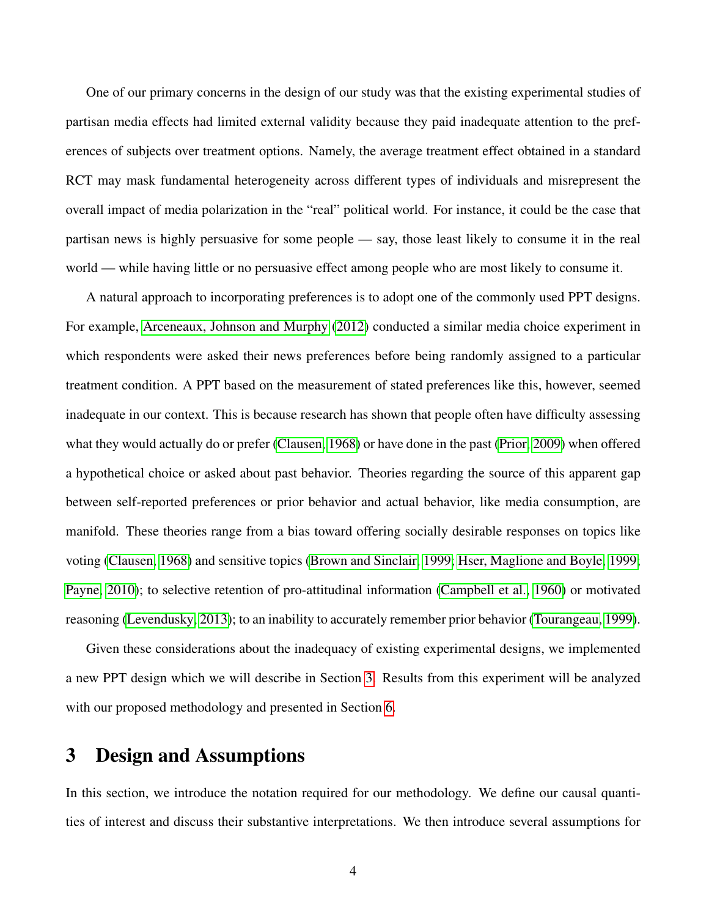One of our primary concerns in the design of our study was that the existing experimental studies of partisan media effects had limited external validity because they paid inadequate attention to the preferences of subjects over treatment options. Namely, the average treatment effect obtained in a standard RCT may mask fundamental heterogeneity across different types of individuals and misrepresent the overall impact of media polarization in the "real" political world. For instance, it could be the case that partisan news is highly persuasive for some people — say, those least likely to consume it in the real world — while having little or no persuasive effect among people who are most likely to consume it.

A natural approach to incorporating preferences is to adopt one of the commonly used PPT designs. For example, Arceneaux, Johnson and Murphy (2012) conducted a similar media choice experiment in which respondents were asked their news preferences before being randomly assigned to a particular treatment condition. A PPT based on the measurement of stated preferences like this, however, seemed inadequate in our context. This is because research has shown that people often have difficulty assessing what they would actually do or prefer (Clausen, 1968) or have done in the past (Prior, 2009) when offered a hypothetical choice or asked about past behavior. Theories regarding the source of this apparent gap between self-reported preferences or prior behavior and actual behavior, like media consumption, are manifold. These theories range from a bias toward offering socially desirable responses on topics like voting (Clausen, 1968) and sensitive topics (Brown and Sinclair, 1999; Hser, Maglione and Boyle, 1999; Payne, 2010); to selective retention of pro-attitudinal information (Campbell et al., 1960) or motivated reasoning (Levendusky, 2013); to an inability to accurately remember prior behavior (Tourangeau, 1999).

Given these considerations about the inadequacy of existing experimental designs, we implemented a new PPT design which we will describe in Section 3. Results from this experiment will be analyzed with our proposed methodology and presented in Section 6.

# 3 Design and Assumptions

In this section, we introduce the notation required for our methodology. We define our causal quantities of interest and discuss their substantive interpretations. We then introduce several assumptions for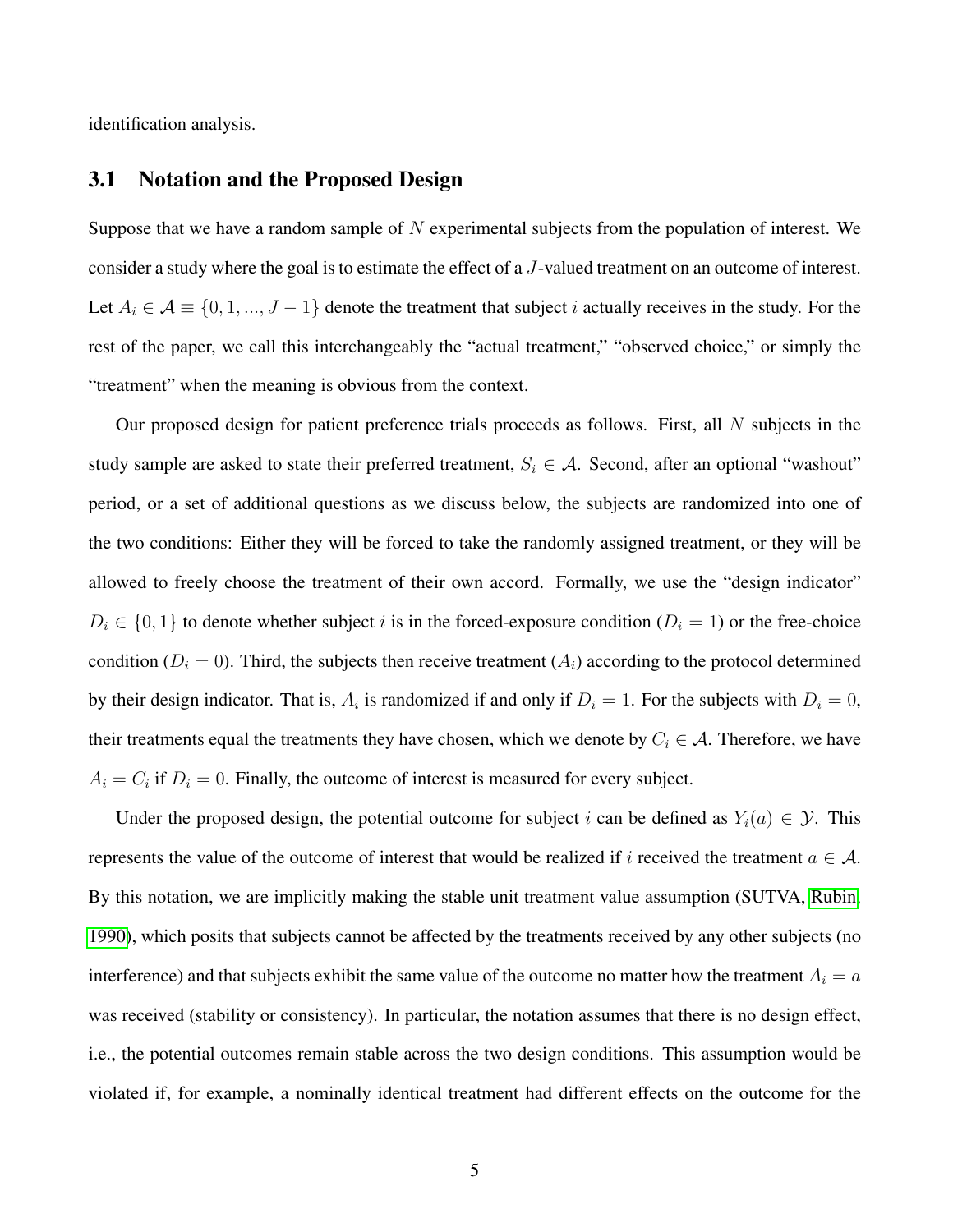identification analysis.

## 3.1 Notation and the Proposed Design

Suppose that we have a random sample of $N$ experimental subjects from the population of interest. We consider a study where the goal is to estimate the effect of a $J$-valued treatment on an outcome of interest. Let $A_i \in \mathcal{A} \equiv \{0, 1, ..., J-1\}$ denote the treatment that subject $i$ actually receives in the study. For the rest of the paper, we call this interchangeably the "actual treatment," "observed choice," or simply the "treatment" when the meaning is obvious from the context.

Our proposed design for patient preference trials proceeds as follows. First, all $N$ subjects in the study sample are asked to state their preferred treatment, $S_i \in \mathcal{A}$. Second, after an optional "washout" period, or a set of additional questions as we discuss below, the subjects are randomized into one of the two conditions: Either they will be forced to take the randomly assigned treatment, or they will be allowed to freely choose the treatment of their own accord. Formally, we use the "design indicator" $D_i \in \{0, 1\}$ to denote whether subject $i$ is in the forced-exposure condition ($D_i = 1$) or the free-choice condition ($D_i = 0$). Third, the subjects then receive treatment ($A_i$) according to the protocol determined by their design indicator. That is, $A_i$ is randomized if and only if $D_i = 1$. For the subjects with $D_i = 0$, their treatments equal the treatments they have chosen, which we denote by $C_i \in \mathcal{A}$. Therefore, we have $A_i = C_i$ if $D_i = 0$. Finally, the outcome of interest is measured for every subject.

Under the proposed design, the potential outcome for subject $i$ can be defined as $Y_i(a) \in \mathcal{Y}$. This represents the value of the outcome of interest that would be realized if $i$ received the treatment $a \in \mathcal{A}$. By this notation, we are implicitly making the stable unit treatment value assumption (SUTVA, Rubin, 1990), which posits that subjects cannot be affected by the treatments received by any other subjects (no interference) and that subjects exhibit the same value of the outcome no matter how the treatment $A_i = a$ was received (stability or consistency). In particular, the notation assumes that there is no design effect, i.e., the potential outcomes remain stable across the two design conditions. This assumption would be violated if, for example, a nominally identical treatment had different effects on the outcome for the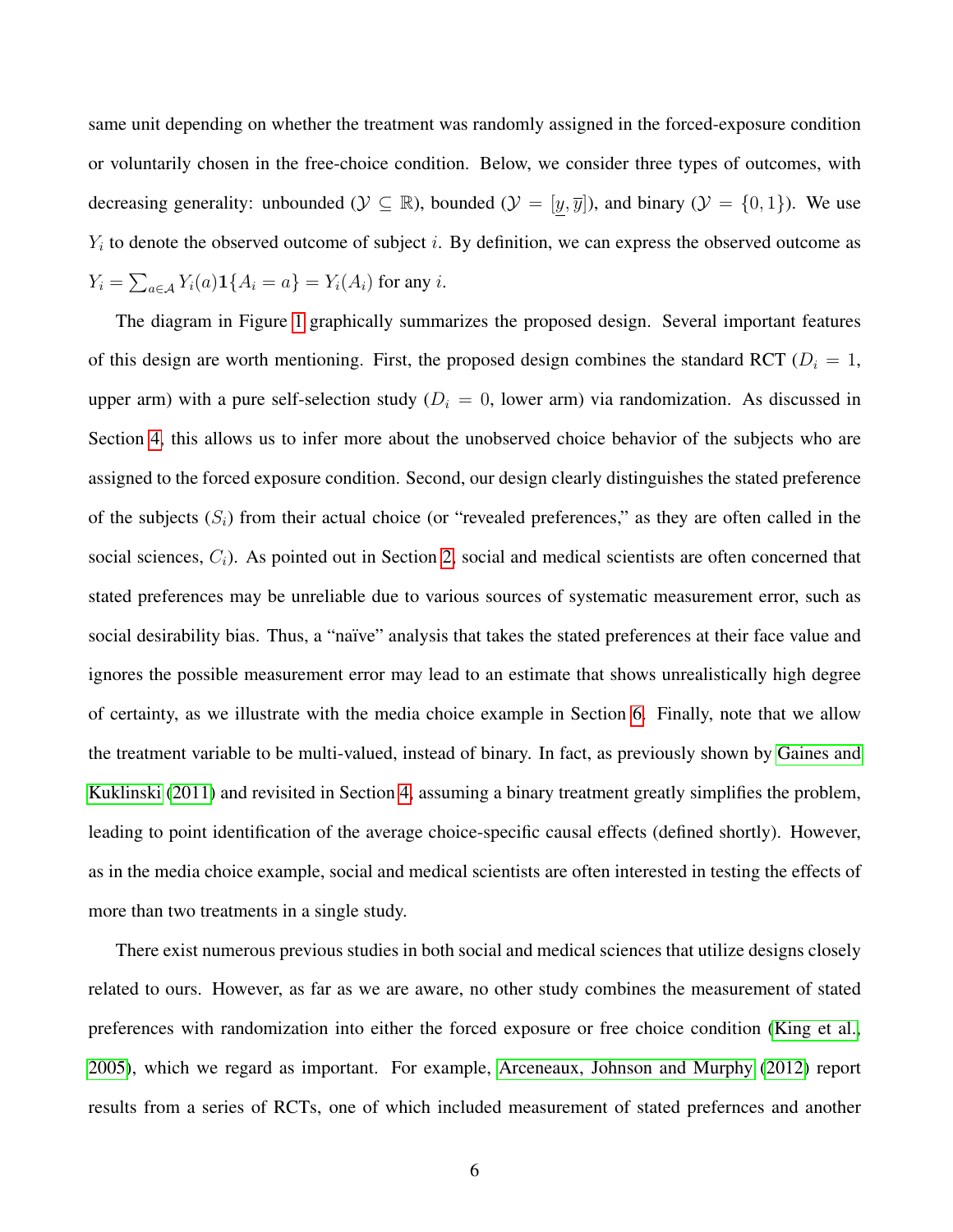same unit depending on whether the treatment was randomly assigned in the forced-exposure condition or voluntarily chosen in the free-choice condition. Below, we consider three types of outcomes, with decreasing generality: unbounded ($\mathcal{Y} \subseteq \mathbb{R}$), bounded ($\mathcal{Y} = [\underline{y}, \overline{y}]$), and binary ($\mathcal{Y} = \{0, 1\}$). We use $Y_i$ to denote the observed outcome of subject $i$. By definition, we can express the observed outcome as $Y_i = \sum_{a \in \mathcal{A}} Y_i(a)\mathbf{1}\{A_i = a\} = Y_i(A_i)$ for any $i$.

The diagram in Figure 1 graphically summarizes the proposed design. Several important features of this design are worth mentioning. First, the proposed design combines the standard RCT ($D_i = 1$, upper arm) with a pure self-selection study ($D_i = 0$, lower arm) via randomization. As discussed in Section 4, this allows us to infer more about the unobserved choice behavior of the subjects who are assigned to the forced exposure condition. Second, our design clearly distinguishes the stated preference of the subjects ($S_i$) from their actual choice (or "revealed preferences," as they are often called in the social sciences, $C_i$). As pointed out in Section 2, social and medical scientists are often concerned that stated preferences may be unreliable due to various sources of systematic measurement error, such as social desirability bias. Thus, a "naïve" analysis that takes the stated preferences at their face value and ignores the possible measurement error may lead to an estimate that shows unrealistically high degree of certainty, as we illustrate with the media choice example in Section 6. Finally, note that we allow the treatment variable to be multi-valued, instead of binary. In fact, as previously shown by Gaines and Kuklinski (2011) and revisited in Section 4, assuming a binary treatment greatly simplifies the problem, leading to point identification of the average choice-specific causal effects (defined shortly). However, as in the media choice example, social and medical scientists are often interested in testing the effects of more than two treatments in a single study.

There exist numerous previous studies in both social and medical sciences that utilize designs closely related to ours. However, as far as we are aware, no other study combines the measurement of stated preferences with randomization into either the forced exposure or free choice condition (King et al., 2005), which we regard as important. For example, Arceneaux, Johnson and Murphy (2012) report results from a series of RCTs, one of which included measurement of stated prefernces and another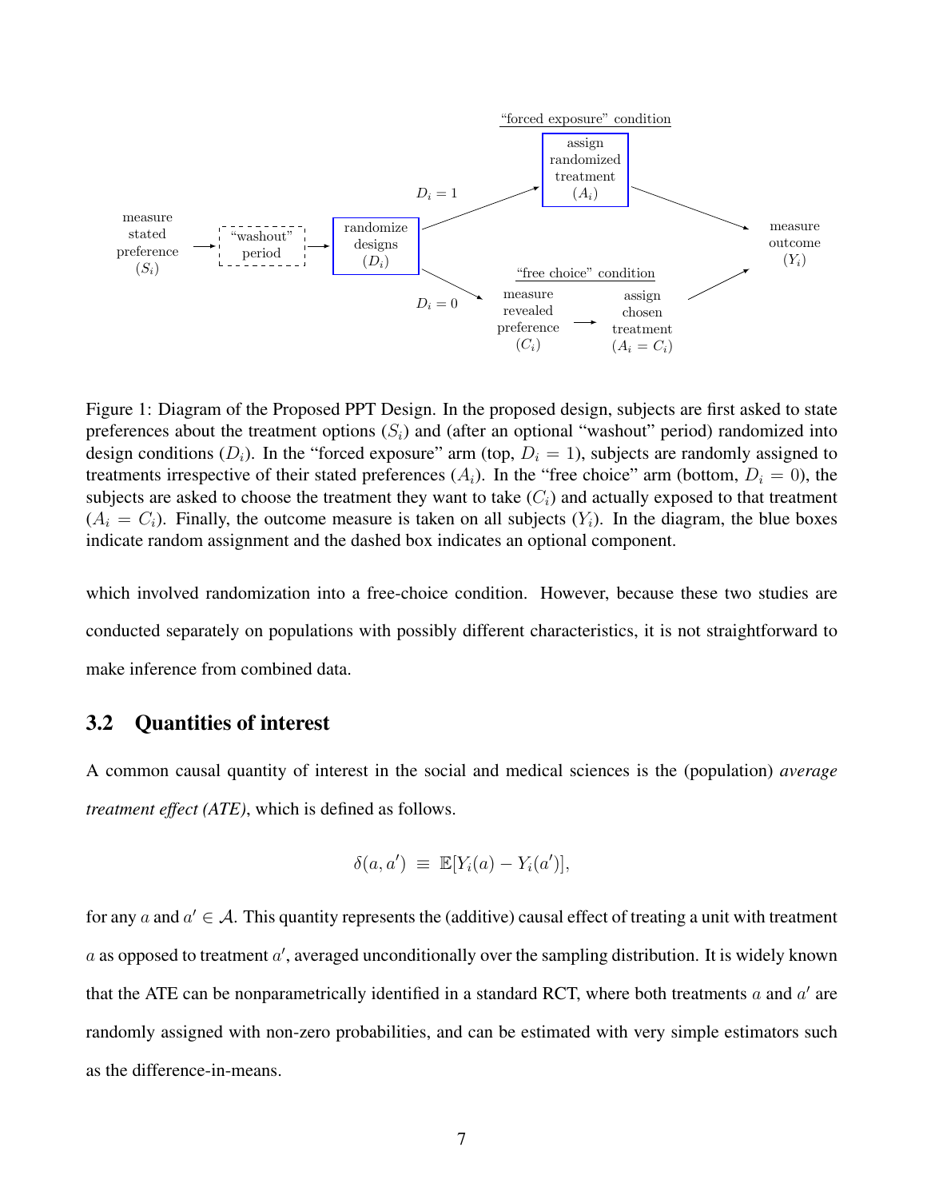Figure 1: Diagram of the Proposed PPT Design. In the proposed design, subjects are first asked to state preferences about the treatment options ($S_i$) and (after an optional "washout" period) randomized into design conditions ($D_i$). In the "forced exposure" arm (top, $D_i = 1$), subjects are randomly assigned to treatments irrespective of their stated preferences ($A_i$). In the "free choice" arm (bottom, $D_i = 0$), the subjects are asked to choose the treatment they want to take ($C_i$) and actually exposed to that treatment ($A_i = C_i$). Finally, the outcome measure is taken on all subjects ($Y_i$). In the diagram, the blue boxes indicate random assignment and the dashed box indicates an optional component.

which involved randomization into a free-choice condition. However, because these two studies are conducted separately on populations with possibly different characteristics, it is not straightforward to make inference from combined data.

## 3.2 Quantities of interest

A common causal quantity of interest in the social and medical sciences is the (population) *average treatment effect (ATE)*, which is defined as follows.

$$\delta(a, a') \equiv \mathbb{E}[Y_i(a) - Y_i(a')],$$

for any $a$ and $a' \in \mathcal{A}$. This quantity represents the (additive) causal effect of treating a unit with treatment $a$ as opposed to treatment $a'$, averaged unconditionally over the sampling distribution. It is widely known that the ATE can be nonparametrically identified in a standard RCT, where both treatments $a$ and $a'$ are randomly assigned with non-zero probabilities, and can be estimated with very simple estimators such as the difference-in-means.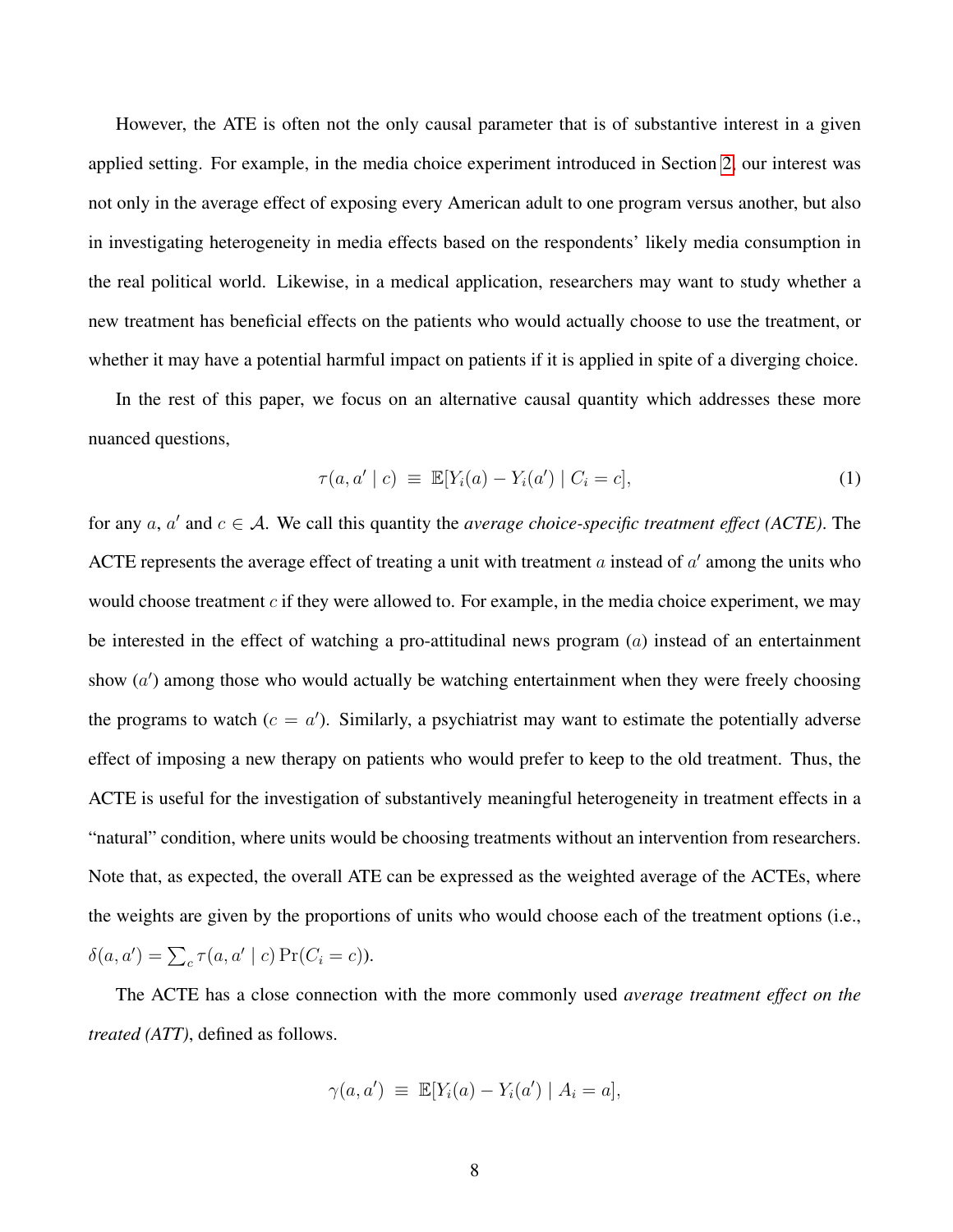However, the ATE is often not the only causal parameter that is of substantive interest in a given applied setting. For example, in the media choice experiment introduced in Section 2, our interest was not only in the average effect of exposing every American adult to one program versus another, but also in investigating heterogeneity in media effects based on the respondents' likely media consumption in the real political world. Likewise, in a medical application, researchers may want to study whether a new treatment has beneficial effects on the patients who would actually choose to use the treatment, or whether it may have a potential harmful impact on patients if it is applied in spite of a diverging choice.

In the rest of this paper, we focus on an alternative causal quantity which addresses these more nuanced questions,

$$\tau(a, a' \mid c) \;\equiv\; \mathbb{E}[Y_i(a) - Y_i(a') \mid C_i = c], \tag{1}$$

for any $a$, $a'$ and $c \in \mathcal{A}$. We call this quantity the *average choice-specific treatment effect (ACTE)*. The ACTE represents the average effect of treating a unit with treatment $a$ instead of $a'$ among the units who would choose treatment $c$ if they were allowed to. For example, in the media choice experiment, we may be interested in the effect of watching a pro-attitudinal news program ($a$) instead of an entertainment show ($a'$) among those who would actually be watching entertainment when they were freely choosing the programs to watch ($c = a'$). Similarly, a psychiatrist may want to estimate the potentially adverse effect of imposing a new therapy on patients who would prefer to keep to the old treatment. Thus, the ACTE is useful for the investigation of substantively meaningful heterogeneity in treatment effects in a "natural" condition, where units would be choosing treatments without an intervention from researchers. Note that, as expected, the overall ATE can be expressed as the weighted average of the ACTEs, where the weights are given by the proportions of units who would choose each of the treatment options (i.e., $\delta(a, a') = \sum_c \tau(a, a' \mid c) \Pr(C_i = c)$).

The ACTE has a close connection with the more commonly used *average treatment effect on the treated (ATT)*, defined as follows.

$$\gamma(a, a') \;\equiv\; \mathbb{E}[Y_i(a) - Y_i(a') \mid A_i = a],$$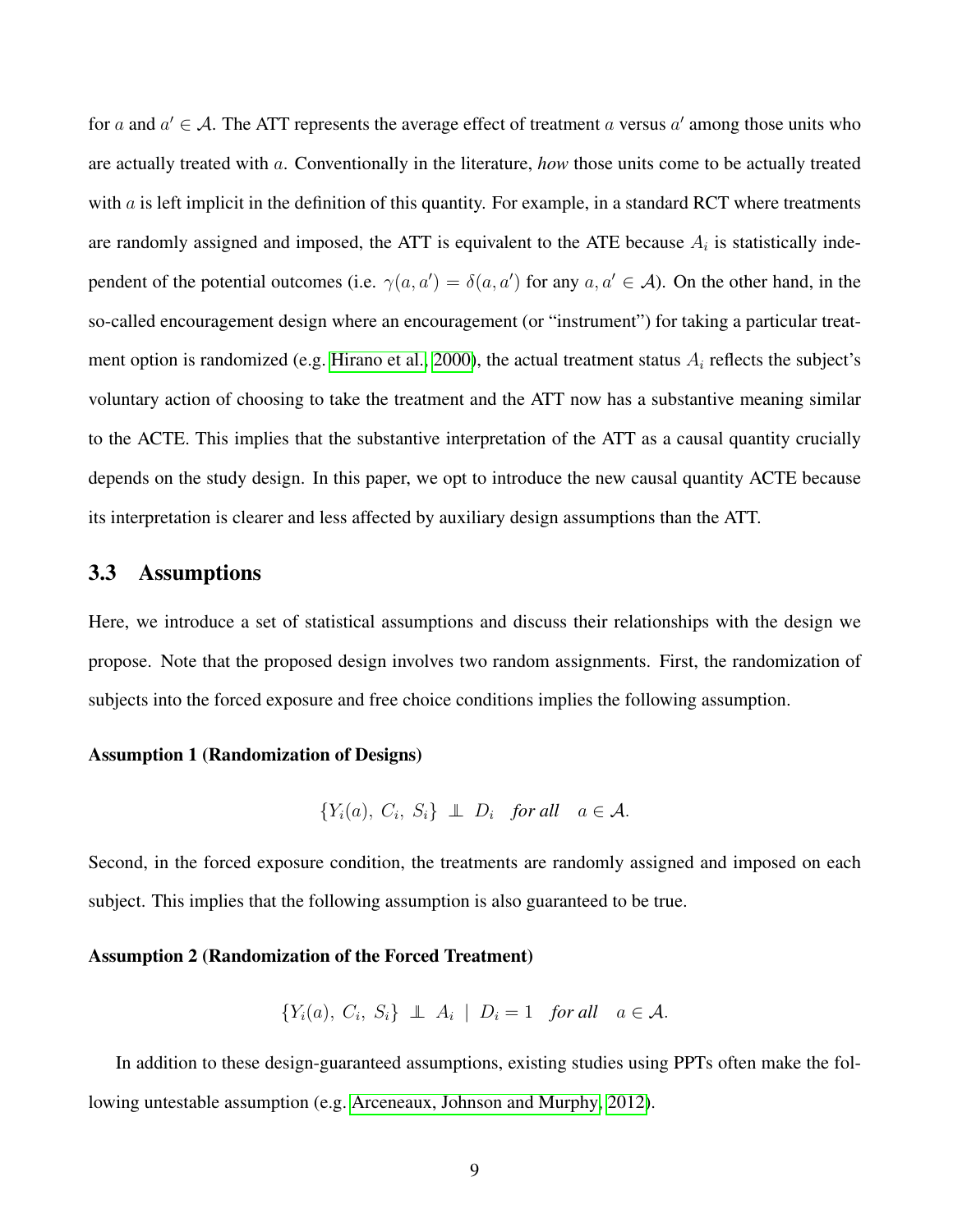for $a$ and $a' \in \mathcal{A}$. The ATT represents the average effect of treatment $a$ versus $a'$ among those units who are actually treated with $a$. Conventionally in the literature, *how* those units come to be actually treated with $a$ is left implicit in the definition of this quantity. For example, in a standard RCT where treatments are randomly assigned and imposed, the ATT is equivalent to the ATE because $A_i$ is statistically independent of the potential outcomes (i.e. $\gamma(a, a') = \delta(a, a')$ for any $a, a' \in \mathcal{A}$). On the other hand, in the so-called encouragement design where an encouragement (or "instrument") for taking a particular treatment option is randomized (e.g. Hirano et al., 2000), the actual treatment status $A_i$ reflects the subject's voluntary action of choosing to take the treatment and the ATT now has a substantive meaning similar to the ACTE. This implies that the substantive interpretation of the ATT as a causal quantity crucially depends on the study design. In this paper, we opt to introduce the new causal quantity ACTE because its interpretation is clearer and less affected by auxiliary design assumptions than the ATT.

### 3.3 Assumptions

Here, we introduce a set of statistical assumptions and discuss their relationships with the design we propose. Note that the proposed design involves two random assignments. First, the randomization of subjects into the forced exposure and free choice conditions implies the following assumption.

**Assumption 1 (Randomization of Designs)**

$$\{Y_i(a),\ C_i,\ S_i\} \ \perp\!\!\!\perp\ D_i \quad \textit{for all} \quad a \in \mathcal{A}.$$

Second, in the forced exposure condition, the treatments are randomly assigned and imposed on each subject. This implies that the following assumption is also guaranteed to be true.

**Assumption 2 (Randomization of the Forced Treatment)**

$$\{Y_i(a),\ C_i,\ S_i\} \ \perp\!\!\!\perp\ A_i \ \mid\ D_i = 1 \quad \textit{for all} \quad a \in \mathcal{A}.$$

In addition to these design-guaranteed assumptions, existing studies using PPTs often make the following untestable assumption (e.g. Arceneaux, Johnson and Murphy, 2012).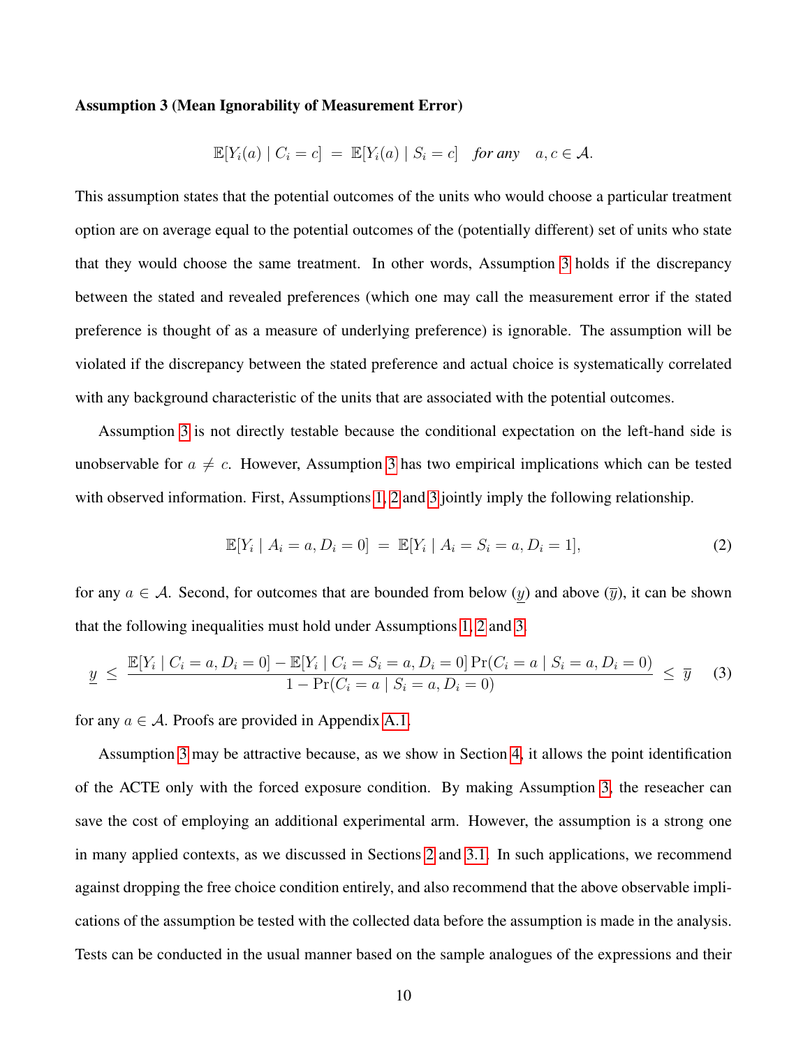**Assumption 3 (Mean Ignorability of Measurement Error)**

$$\mathbb{E}[Y_i(a) \mid C_i = c] \;=\; \mathbb{E}[Y_i(a) \mid S_i = c] \quad \textit{for any} \quad a, c \in \mathcal{A}.$$

This assumption states that the potential outcomes of the units who would choose a particular treatment option are on average equal to the potential outcomes of the (potentially different) set of units who state that they would choose the same treatment. In other words, Assumption 3 holds if the discrepancy between the stated and revealed preferences (which one may call the measurement error if the stated preference is thought of as a measure of underlying preference) is ignorable. The assumption will be violated if the discrepancy between the stated preference and actual choice is systematically correlated with any background characteristic of the units that are associated with the potential outcomes.

Assumption 3 is not directly testable because the conditional expectation on the left-hand side is unobservable for $a \neq c$. However, Assumption 3 has two empirical implications which can be tested with observed information. First, Assumptions 1, 2 and 3 jointly imply the following relationship.

$$\mathbb{E}[Y_i \mid A_i = a, D_i = 0] \;=\; \mathbb{E}[Y_i \mid A_i = S_i = a, D_i = 1], \tag{2}$$

for any $a \in \mathcal{A}$. Second, for outcomes that are bounded from below ($\underline{y}$) and above ($\overline{y}$), it can be shown that the following inequalities must hold under Assumptions 1, 2 and 3.

$$\underline{y} \;\leq\; \frac{\mathbb{E}[Y_i \mid C_i = a, D_i = 0] - \mathbb{E}[Y_i \mid C_i = S_i = a, D_i = 0]\Pr(C_i = a \mid S_i = a, D_i = 0)}{1 - \Pr(C_i = a \mid S_i = a, D_i = 0)} \;\leq\; \overline{y} \tag{3}$$

for any $a \in \mathcal{A}$. Proofs are provided in Appendix A.1.

Assumption 3 may be attractive because, as we show in Section 4, it allows the point identification of the ACTE only with the forced exposure condition. By making Assumption 3, the reseacher can save the cost of employing an additional experimental arm. However, the assumption is a strong one in many applied contexts, as we discussed in Sections 2 and 3.1. In such applications, we recommend against dropping the free choice condition entirely, and also recommend that the above observable implications of the assumption be tested with the collected data before the assumption is made in the analysis. Tests can be conducted in the usual manner based on the sample analogues of the expressions and their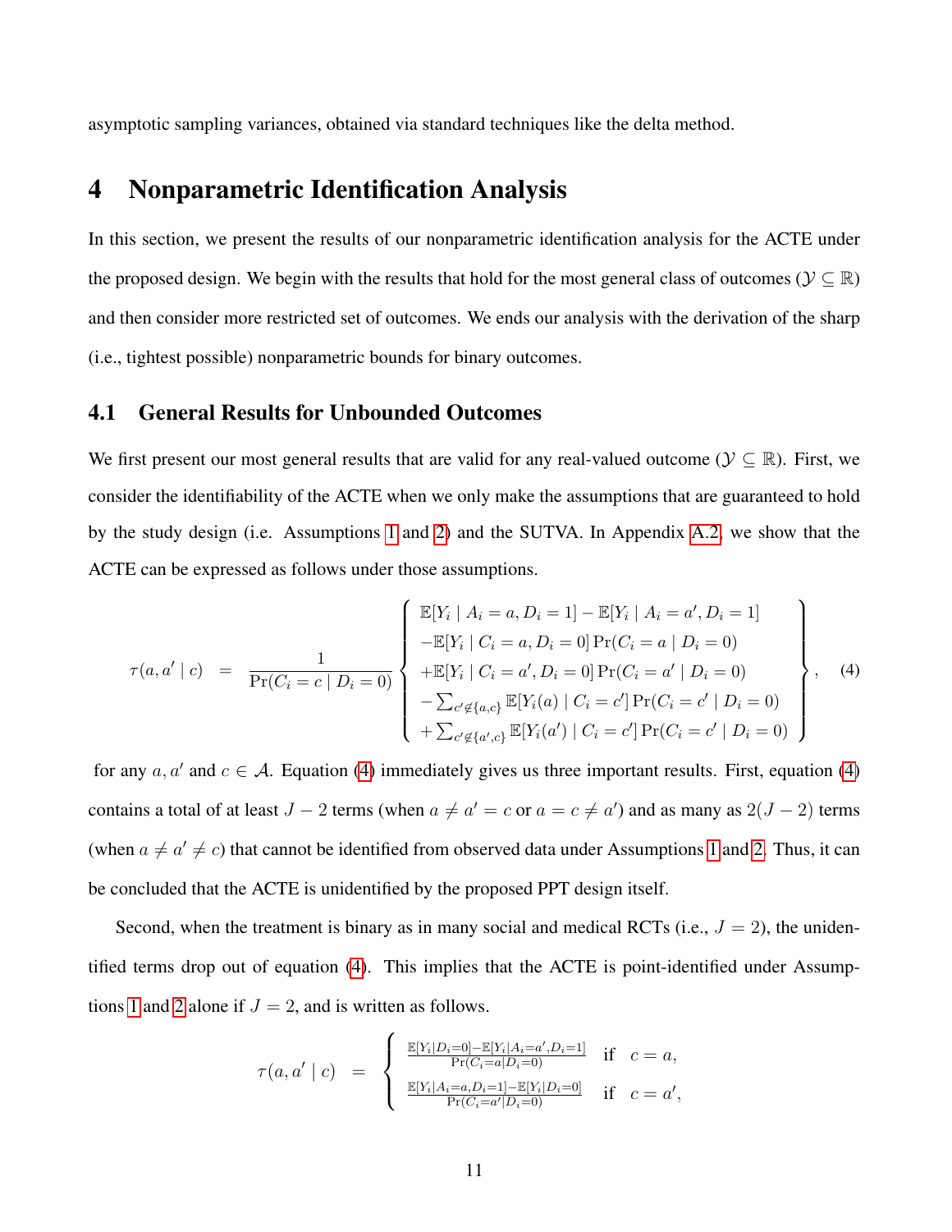asymptotic sampling variances, obtained via standard techniques like the delta method.

# 4 Nonparametric Identification Analysis

In this section, we present the results of our nonparametric identification analysis for the ACTE under the proposed design. We begin with the results that hold for the most general class of outcomes ($\mathcal{Y} \subseteq \mathbb{R}$) and then consider more restricted set of outcomes. We ends our analysis with the derivation of the sharp (i.e., tightest possible) nonparametric bounds for binary outcomes.

## 4.1 General Results for Unbounded Outcomes

We first present our most general results that are valid for any real-valued outcome ($\mathcal{Y} \subseteq \mathbb{R}$). First, we consider the identifiability of the ACTE when we only make the assumptions that are guaranteed to hold by the study design (i.e. Assumptions 1 and 2) and the SUTVA. In Appendix A.2, we show that the ACTE can be expressed as follows under those assumptions.

$$
\tau(a, a' \mid c) \quad = \quad \frac{1}{\Pr(C_i = c \mid D_i = 0)} \left\{ \begin{array}{l} \mathbb{E}[Y_i \mid A_i = a, D_i = 1] - \mathbb{E}[Y_i \mid A_i = a', D_i = 1] \\ -\mathbb{E}[Y_i \mid C_i = a, D_i = 0] \Pr(C_i = a \mid D_i = 0) \\ +\mathbb{E}[Y_i \mid C_i = a', D_i = 0] \Pr(C_i = a' \mid D_i = 0) \\ -\sum_{c' \notin \{a, c\}} \mathbb{E}[Y_i(a) \mid C_i = c'] \Pr(C_i = c' \mid D_i = 0) \\ +\sum_{c' \notin \{a', c\}} \mathbb{E}[Y_i(a') \mid C_i = c'] \Pr(C_i = c' \mid D_i = 0) \end{array} \right\}, \qquad (4)
$$

for any $a, a'$ and $c \in \mathcal{A}$. Equation (4) immediately gives us three important results. First, equation (4) contains a total of at least $J - 2$ terms (when $a \neq a' = c$ or $a = c \neq a'$) and as many as $2(J - 2)$ terms (when $a \neq a' \neq c$) that cannot be identified from observed data under Assumptions 1 and 2. Thus, it can be concluded that the ACTE is unidentified by the proposed PPT design itself.

Second, when the treatment is binary as in many social and medical RCTs (i.e., $J = 2$), the unidentified terms drop out of equation (4). This implies that the ACTE is point-identified under Assumptions 1 and 2 alone if $J = 2$, and is written as follows.

$$
\tau(a, a' \mid c) \quad = \quad \begin{cases} \frac{\mathbb{E}[Y_i \mid D_i = 0] - \mathbb{E}[Y_i \mid A_i = a', D_i = 1]}{\Pr(C_i = a \mid D_i = 0)} & \text{if} \quad c = a, \\ \frac{\mathbb{E}[Y_i \mid A_i = a, D_i = 1] - \mathbb{E}[Y_i \mid D_i = 0]}{\Pr(C_i = a' \mid D_i = 0)} & \text{if} \quad c = a', \end{cases}
$$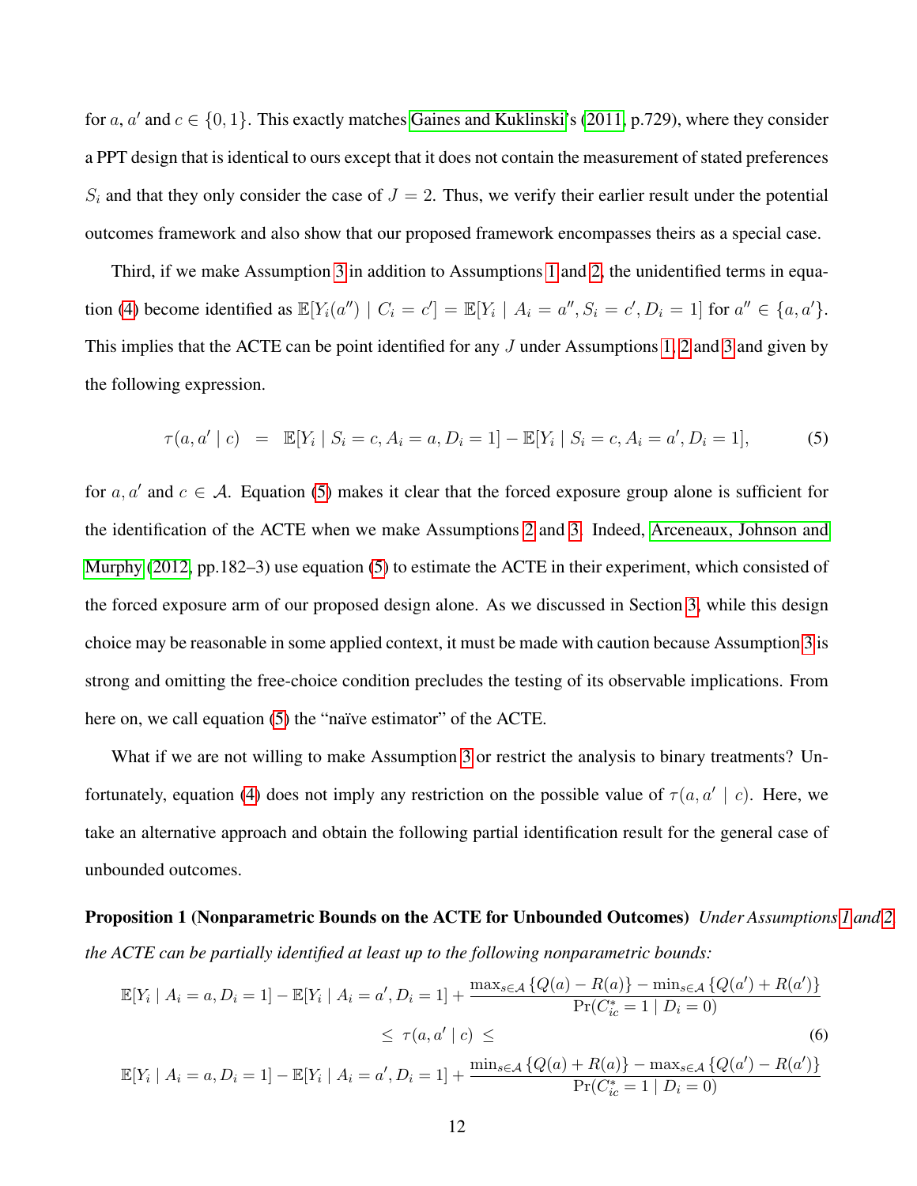for $a$, $a'$ and $c \in \{0, 1\}$. This exactly matches Gaines and Kuklinski's (2011, p.729), where they consider a PPT design that is identical to ours except that it does not contain the measurement of stated preferences $S_i$ and that they only consider the case of $J = 2$. Thus, we verify their earlier result under the potential outcomes framework and also show that our proposed framework encompasses theirs as a special case.

Third, if we make Assumption 3 in addition to Assumptions 1 and 2, the unidentified terms in equation (4) become identified as $\mathbb{E}[Y_i(a'') \mid C_i = c'] = \mathbb{E}[Y_i \mid A_i = a'', S_i = c', D_i = 1]$ for $a'' \in \{a, a'\}$. This implies that the ACTE can be point identified for any $J$ under Assumptions 1, 2 and 3 and given by the following expression.

$$\tau(a, a' \mid c) \;\; = \;\; \mathbb{E}[Y_i \mid S_i = c, A_i = a, D_i = 1] - \mathbb{E}[Y_i \mid S_i = c, A_i = a', D_i = 1], \tag{5}$$

for $a, a'$ and $c \in \mathcal{A}$. Equation (5) makes it clear that the forced exposure group alone is sufficient for the identification of the ACTE when we make Assumptions 2 and 3. Indeed, Arceneaux, Johnson and Murphy (2012, pp.182–3) use equation (5) to estimate the ACTE in their experiment, which consisted of the forced exposure arm of our proposed design alone. As we discussed in Section 3, while this design choice may be reasonable in some applied context, it must be made with caution because Assumption 3 is strong and omitting the free-choice condition precludes the testing of its observable implications. From here on, we call equation (5) the "naïve estimator" of the ACTE.

What if we are not willing to make Assumption 3 or restrict the analysis to binary treatments? Unfortunately, equation (4) does not imply any restriction on the possible value of $\tau(a, a' \mid c)$. Here, we take an alternative approach and obtain the following partial identification result for the general case of unbounded outcomes.

**Proposition 1 (Nonparametric Bounds on the ACTE for Unbounded Outcomes)** *Under Assumptions 1 and 2, the ACTE can be partially identified at least up to the following nonparametric bounds:*

$$\begin{aligned}
\mathbb{E}[Y_i \mid A_i = a, D_i = 1] - \mathbb{E}[Y_i \mid A_i = a', D_i = 1] + \frac{\max_{s \in \mathcal{A}} \{Q(a) - R(a)\} - \min_{s \in \mathcal{A}} \{Q(a') + R(a')\}}{\Pr(C^*_{ic} = 1 \mid D_i = 0)} \\
\leq \; \tau(a, a' \mid c) \; \leq \qquad\qquad\qquad\qquad\qquad\qquad\qquad\qquad \\
\mathbb{E}[Y_i \mid A_i = a, D_i = 1] - \mathbb{E}[Y_i \mid A_i = a', D_i = 1] + \frac{\min_{s \in \mathcal{A}} \{Q(a) + R(a)\} - \max_{s \in \mathcal{A}} \{Q(a') - R(a')\}}{\Pr(C^*_{ic} = 1 \mid D_i = 0)}
\end{aligned} \tag{6}$$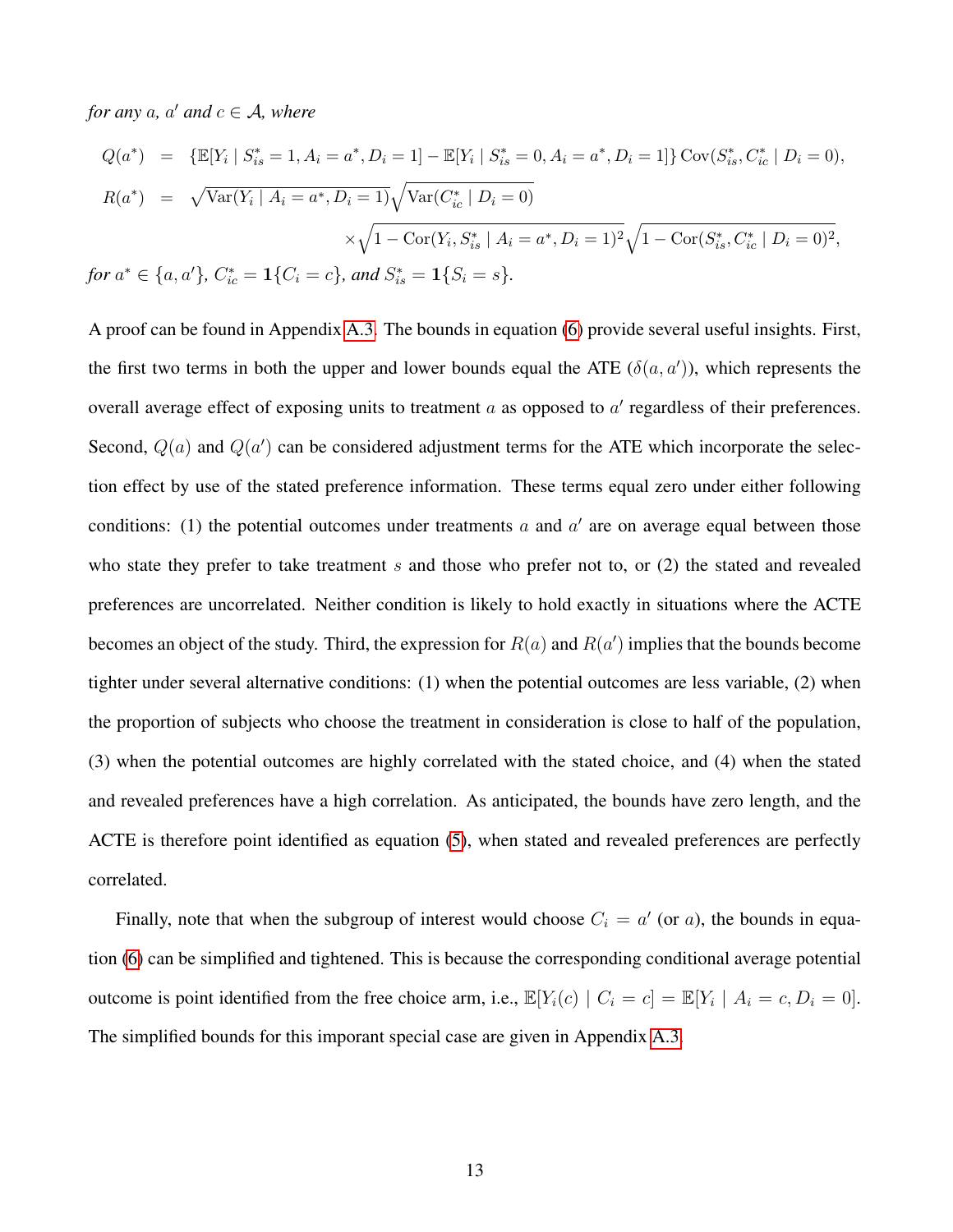*for any $a$, $a'$ and $c \in \mathcal{A}$, where*

$$
\begin{aligned}
Q(a^*) &= \{\mathbb{E}[Y_i \mid S^*_{is} = 1, A_i = a^*, D_i = 1] - \mathbb{E}[Y_i \mid S^*_{is} = 0, A_i = a^*, D_i = 1]\} \operatorname{Cov}(S^*_{is}, C^*_{ic} \mid D_i = 0), \\
R(a^*) &= \sqrt{\operatorname{Var}(Y_i \mid A_i = a^*, D_i = 1)} \sqrt{\operatorname{Var}(C^*_{ic} \mid D_i = 0)} \\
&\qquad \times \sqrt{1 - \operatorname{Cor}(Y_i, S^*_{is} \mid A_i = a^*, D_i = 1)^2} \sqrt{1 - \operatorname{Cor}(S^*_{is}, C^*_{ic} \mid D_i = 0)^2},
\end{aligned}
$$

*for $a^* \in \{a, a'\}$, $C^*_{ic} = \mathbf{1}\{C_i = c\}$, and $S^*_{is} = \mathbf{1}\{S_i = s\}$.*

A proof can be found in Appendix A.3. The bounds in equation (6) provide several useful insights. First, the first two terms in both the upper and lower bounds equal the ATE ($\delta(a, a')$), which represents the overall average effect of exposing units to treatment $a$ as opposed to $a'$ regardless of their preferences. Second, $Q(a)$ and $Q(a')$ can be considered adjustment terms for the ATE which incorporate the selection effect by use of the stated preference information. These terms equal zero under either following conditions: (1) the potential outcomes under treatments $a$ and $a'$ are on average equal between those who state they prefer to take treatment $s$ and those who prefer not to, or (2) the stated and revealed preferences are uncorrelated. Neither condition is likely to hold exactly in situations where the ACTE becomes an object of the study. Third, the expression for $R(a)$ and $R(a')$ implies that the bounds become tighter under several alternative conditions: (1) when the potential outcomes are less variable, (2) when the proportion of subjects who choose the treatment in consideration is close to half of the population, (3) when the potential outcomes are highly correlated with the stated choice, and (4) when the stated and revealed preferences have a high correlation. As anticipated, the bounds have zero length, and the ACTE is therefore point identified as equation (5), when stated and revealed preferences are perfectly correlated.

Finally, note that when the subgroup of interest would choose $C_i = a'$ (or $a$), the bounds in equation (6) can be simplified and tightened. This is because the corresponding conditional average potential outcome is point identified from the free choice arm, i.e., $\mathbb{E}[Y_i(c) \mid C_i = c] = \mathbb{E}[Y_i \mid A_i = c, D_i = 0]$. The simplified bounds for this imporant special case are given in Appendix A.3.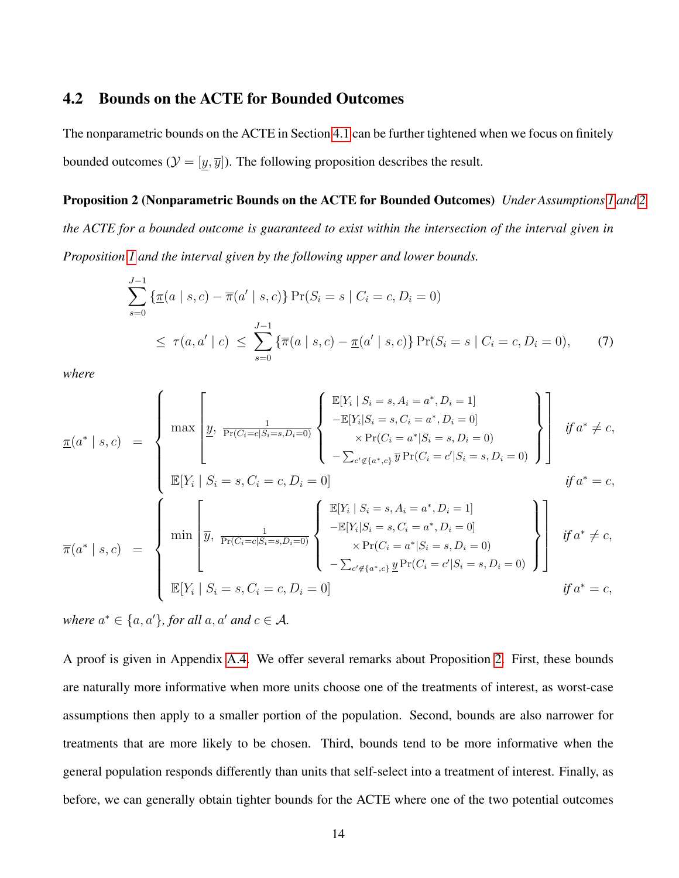### 4.2 Bounds on the ACTE for Bounded Outcomes

The nonparametric bounds on the ACTE in Section 4.1 can be further tightened when we focus on finitely bounded outcomes ($\mathcal{Y} = [\underline{y}, \overline{y}]$). The following proposition describes the result.

**Proposition 2 (Nonparametric Bounds on the ACTE for Bounded Outcomes)** *Under Assumptions 1 and 2 the ACTE for a bounded outcome is guaranteed to exist within the intersection of the interval given in Proposition 1 and the interval given by the following upper and lower bounds.*

$$
\begin{aligned}
&\sum_{s=0}^{J-1} \{\underline{\pi}(a \mid s, c) - \overline{\pi}(a' \mid s, c)\} \Pr(S_i = s \mid C_i = c, D_i = 0) \\
&\quad \leq \ \tau(a, a' \mid c) \ \leq \ \sum_{s=0}^{J-1} \{\overline{\pi}(a \mid s, c) - \underline{\pi}(a' \mid s, c)\} \Pr(S_i = s \mid C_i = c, D_i = 0), \qquad (7)
\end{aligned}
$$

*where*

$$
\underline{\pi}(a^* \mid s, c) = \begin{cases} \max\left[\underline{y}, \ \frac{1}{\Pr(C_i = c \mid S_i = s, D_i = 0)} \left\{ \begin{array}{c} \mathbb{E}[Y_i \mid S_i = s, A_i = a^*, D_i = 1] \\ -\mathbb{E}[Y_i \mid S_i = s, C_i = a^*, D_i = 0] \\ \times \Pr(C_i = a^* \mid S_i = s, D_i = 0) \\ -\sum_{c' \notin \{a^*, c\}} \overline{y} \Pr(C_i = c' \mid S_i = s, D_i = 0) \end{array} \right\} \right] & \text{if } a^* \neq c, \\ \mathbb{E}[Y_i \mid S_i = s, C_i = c, D_i = 0] & \text{if } a^* = c, \end{cases}
$$

$$
\overline{\pi}(a^* \mid s, c) = \begin{cases} \min\left[\overline{y}, \ \frac{1}{\Pr(C_i = c \mid S_i = s, D_i = 0)} \left\{ \begin{array}{c} \mathbb{E}[Y_i \mid S_i = s, A_i = a^*, D_i = 1] \\ -\mathbb{E}[Y_i \mid S_i = s, C_i = a^*, D_i = 0] \\ \times \Pr(C_i = a^* \mid S_i = s, D_i = 0) \\ -\sum_{c' \notin \{a^*, c\}} \underline{y} \Pr(C_i = c' \mid S_i = s, D_i = 0) \end{array} \right\} \right] & \text{if } a^* \neq c, \\ \mathbb{E}[Y_i \mid S_i = s, C_i = c, D_i = 0] & \text{if } a^* = c, \end{cases}
$$

*where $a^* \in \{a, a'\}$, for all $a, a'$ and $c \in \mathcal{A}$.*

A proof is given in Appendix A.4. We offer several remarks about Proposition 2. First, these bounds are naturally more informative when more units choose one of the treatments of interest, as worst-case assumptions then apply to a smaller portion of the population. Second, bounds are also narrower for treatments that are more likely to be chosen. Third, bounds tend to be more informative when the general population responds differently than units that self-select into a treatment of interest. Finally, as before, we can generally obtain tighter bounds for the ACTE where one of the two potential outcomes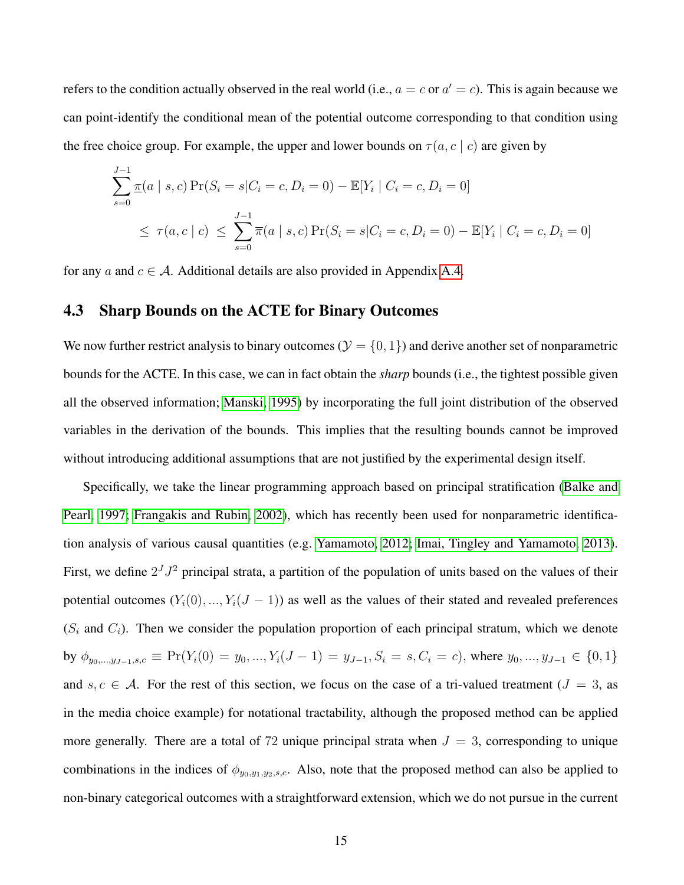refers to the condition actually observed in the real world (i.e., $a = c$ or $a' = c$). This is again because we can point-identify the conditional mean of the potential outcome corresponding to that condition using the free choice group. For example, the upper and lower bounds on $\tau(a, c \mid c)$ are given by

$$
\begin{aligned}
&\sum_{s=0}^{J-1} \underline{\pi}(a \mid s, c) \Pr(S_i = s | C_i = c, D_i = 0) - \mathbb{E}[Y_i \mid C_i = c, D_i = 0] \\
&\qquad \leq \; \tau(a, c \mid c) \; \leq \; \sum_{s=0}^{J-1} \overline{\pi}(a \mid s, c) \Pr(S_i = s | C_i = c, D_i = 0) - \mathbb{E}[Y_i \mid C_i = c, D_i = 0]
\end{aligned}
$$

for any $a$ and $c \in \mathcal{A}$. Additional details are also provided in Appendix A.4.

## 4.3 Sharp Bounds on the ACTE for Binary Outcomes

We now further restrict analysis to binary outcomes ($\mathcal{Y} = \{0, 1\}$) and derive another set of nonparametric bounds for the ACTE. In this case, we can in fact obtain the *sharp* bounds (i.e., the tightest possible given all the observed information; Manski, 1995) by incorporating the full joint distribution of the observed variables in the derivation of the bounds. This implies that the resulting bounds cannot be improved without introducing additional assumptions that are not justified by the experimental design itself.

Specifically, we take the linear programming approach based on principal stratification (Balke and Pearl, 1997; Frangakis and Rubin, 2002), which has recently been used for nonparametric identification analysis of various causal quantities (e.g. Yamamoto, 2012; Imai, Tingley and Yamamoto, 2013). First, we define $2^J J^2$ principal strata, a partition of the population of units based on the values of their potential outcomes $(Y_i(0), ..., Y_i(J-1))$ as well as the values of their stated and revealed preferences ($S_i$ and $C_i$). Then we consider the population proportion of each principal stratum, which we denote by $\phi_{y_0,...,y_{J-1},s,c} \equiv \Pr(Y_i(0) = y_0, ..., Y_i(J-1) = y_{J-1}, S_i = s, C_i = c)$, where $y_0, ..., y_{J-1} \in \{0, 1\}$ and $s, c \in \mathcal{A}$. For the rest of this section, we focus on the case of a tri-valued treatment ($J = 3$, as in the media choice example) for notational tractability, although the proposed method can be applied more generally. There are a total of 72 unique principal strata when $J = 3$, corresponding to unique combinations in the indices of $\phi_{y_0,y_1,y_2,s,c}$. Also, note that the proposed method can also be applied to non-binary categorical outcomes with a straightforward extension, which we do not pursue in the current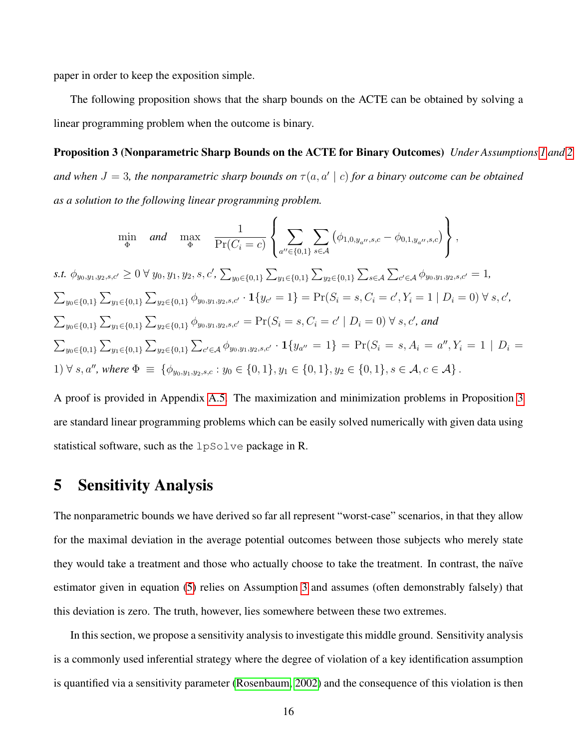paper in order to keep the exposition simple.

The following proposition shows that the sharp bounds on the ACTE can be obtained by solving a linear programming problem when the outcome is binary.

**Proposition 3 (Nonparametric Sharp Bounds on the ACTE for Binary Outcomes)** *Under Assumptions 1 and 2 and when $J = 3$, the nonparametric sharp bounds on $\tau(a, a' \mid c)$ for a binary outcome can be obtained as a solution to the following linear programming problem.*

$$\min_{\Phi} \quad \text{and} \quad \max_{\Phi} \quad \frac{1}{\Pr(C_i = c)} \left\{ \sum_{a'' \in \{0,1\}} \sum_{s \in \mathcal{A}} \left( \phi_{1,0,y_{a''},s,c} - \phi_{0,1,y_{a''},s,c} \right) \right\},$$

*s.t.* $\phi_{y_0,y_1,y_2,s,c'} \geq 0 \; \forall \; y_0, y_1, y_2, s, c'$, $\sum_{y_0 \in \{0,1\}} \sum_{y_1 \in \{0,1\}} \sum_{y_2 \in \{0,1\}} \sum_{s \in \mathcal{A}} \sum_{c' \in \mathcal{A}} \phi_{y_0,y_1,y_2,s,c'} = 1$,
$\sum_{y_0 \in \{0,1\}} \sum_{y_1 \in \{0,1\}} \sum_{y_2 \in \{0,1\}} \phi_{y_0,y_1,y_2,s,c'} \cdot \mathbf{1}\{y_{c'} = 1\} = \Pr(S_i = s, C_i = c', Y_i = 1 \mid D_i = 0) \; \forall \; s, c'$,
$\sum_{y_0 \in \{0,1\}} \sum_{y_1 \in \{0,1\}} \sum_{y_2 \in \{0,1\}} \phi_{y_0,y_1,y_2,s,c'} = \Pr(S_i = s, C_i = c' \mid D_i = 0) \; \forall \; s, c'$, *and*
$\sum_{y_0 \in \{0,1\}} \sum_{y_1 \in \{0,1\}} \sum_{y_2 \in \{0,1\}} \sum_{c' \in \mathcal{A}} \phi_{y_0,y_1,y_2,s,c'} \cdot \mathbf{1}\{y_{a''} = 1\} = \Pr(S_i = s, A_i = a'', Y_i = 1 \mid D_i = 1) \; \forall \; s, a''$, *where* $\Phi \equiv \{\phi_{y_0,y_1,y_2,s,c} : y_0 \in \{0,1\}, y_1 \in \{0,1\}, y_2 \in \{0,1\}, s \in \mathcal{A}, c \in \mathcal{A}\}$.

A proof is provided in Appendix A.5. The maximization and minimization problems in Proposition 3 are standard linear programming problems which can be easily solved numerically with given data using statistical software, such as the `lpSolve` package in R.

# 5 Sensitivity Analysis

The nonparametric bounds we have derived so far all represent "worst-case" scenarios, in that they allow for the maximal deviation in the average potential outcomes between those subjects who merely state they would take a treatment and those who actually choose to take the treatment. In contrast, the naïve estimator given in equation (5) relies on Assumption 3 and assumes (often demonstrably falsely) that this deviation is zero. The truth, however, lies somewhere between these two extremes.

In this section, we propose a sensitivity analysis to investigate this middle ground. Sensitivity analysis is a commonly used inferential strategy where the degree of violation of a key identification assumption is quantified via a sensitivity parameter (Rosenbaum, 2002) and the consequence of this violation is then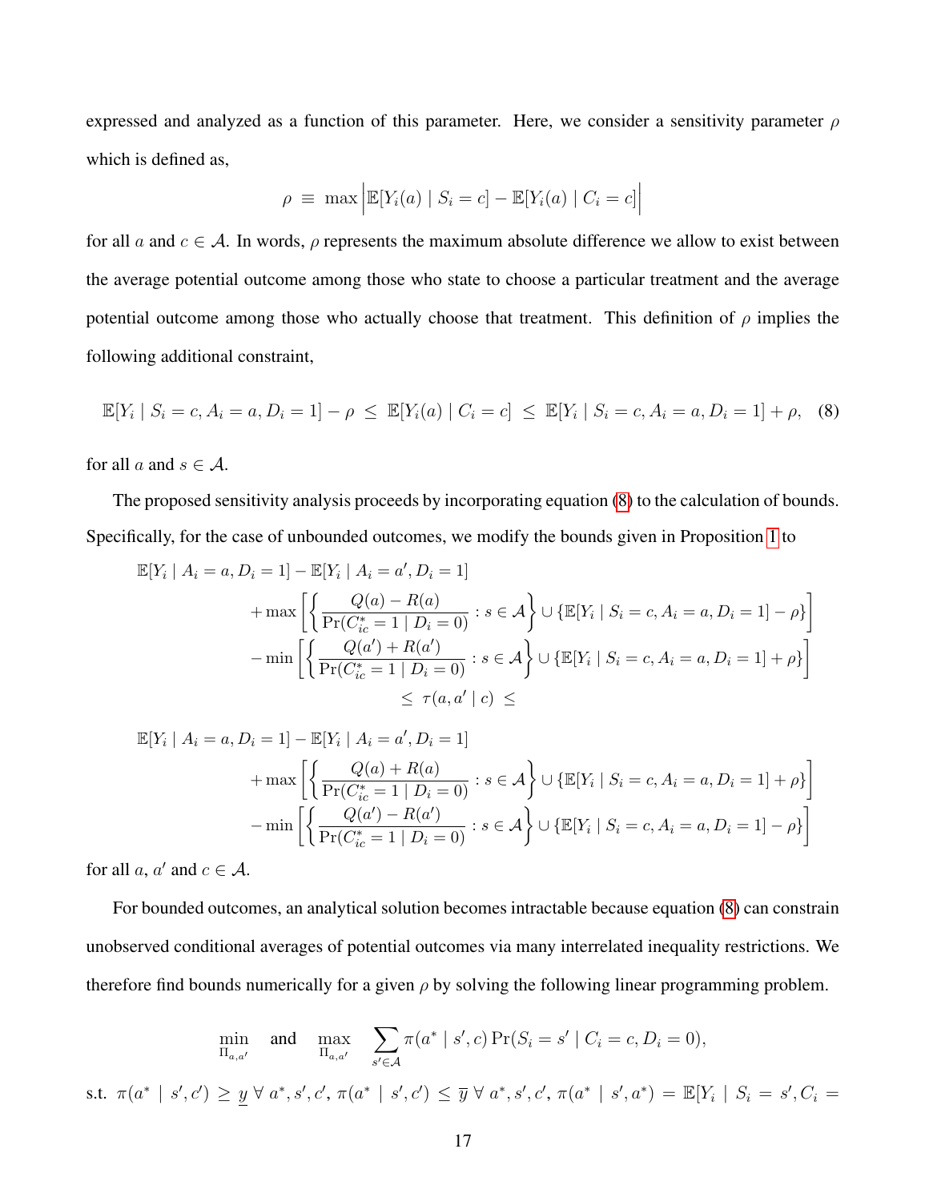expressed and analyzed as a function of this parameter. Here, we consider a sensitivity parameter $\rho$ which is defined as,

$$\rho \;\equiv\; \max\left|\mathbb{E}[Y_i(a) \mid S_i = c] - \mathbb{E}[Y_i(a) \mid C_i = c]\right|$$

for all $a$ and $c \in \mathcal{A}$. In words, $\rho$ represents the maximum absolute difference we allow to exist between the average potential outcome among those who state to choose a particular treatment and the average potential outcome among those who actually choose that treatment. This definition of $\rho$ implies the following additional constraint,

$$\mathbb{E}[Y_i \mid S_i = c, A_i = a, D_i = 1] - \rho \;\leq\; \mathbb{E}[Y_i(a) \mid C_i = c] \;\leq\; \mathbb{E}[Y_i \mid S_i = c, A_i = a, D_i = 1] + \rho, \quad (8)$$

for all $a$ and $s \in \mathcal{A}$.

The proposed sensitivity analysis proceeds by incorporating equation (8) to the calculation of bounds. Specifically, for the case of unbounded outcomes, we modify the bounds given in Proposition 1 to

$$\begin{aligned}
&\mathbb{E}[Y_i \mid A_i = a, D_i = 1] - \mathbb{E}[Y_i \mid A_i = a', D_i = 1] \\
&\qquad + \max\left[\left\{\frac{Q(a) - R(a)}{\Pr(C^*_{ic} = 1 \mid D_i = 0)} : s \in \mathcal{A}\right\} \cup \{\mathbb{E}[Y_i \mid S_i = c, A_i = a, D_i = 1] - \rho\}\right] \\
&\qquad - \min\left[\left\{\frac{Q(a') + R(a')}{\Pr(C^*_{ic} = 1 \mid D_i = 0)} : s \in \mathcal{A}\right\} \cup \{\mathbb{E}[Y_i \mid S_i = c, A_i = a, D_i = 1] + \rho\}\right] \\
&\qquad\qquad \leq\; \tau(a, a' \mid c) \;\leq \\
&\mathbb{E}[Y_i \mid A_i = a, D_i = 1] - \mathbb{E}[Y_i \mid A_i = a', D_i = 1] \\
&\qquad + \max\left[\left\{\frac{Q(a) + R(a)}{\Pr(C^*_{ic} = 1 \mid D_i = 0)} : s \in \mathcal{A}\right\} \cup \{\mathbb{E}[Y_i \mid S_i = c, A_i = a, D_i = 1] + \rho\}\right] \\
&\qquad - \min\left[\left\{\frac{Q(a') - R(a')}{\Pr(C^*_{ic} = 1 \mid D_i = 0)} : s \in \mathcal{A}\right\} \cup \{\mathbb{E}[Y_i \mid S_i = c, A_i = a, D_i = 1] - \rho\}\right]
\end{aligned}$$

for all $a$, $a'$ and $c \in \mathcal{A}$.

For bounded outcomes, an analytical solution becomes intractable because equation (8) can constrain unobserved conditional averages of potential outcomes via many interrelated inequality restrictions. We therefore find bounds numerically for a given $\rho$ by solving the following linear programming problem.

$$\min_{\Pi_{a,a'}} \quad \text{and} \quad \max_{\Pi_{a,a'}} \quad \sum_{s' \in \mathcal{A}} \pi(a^* \mid s', c) \Pr(S_i = s' \mid C_i = c, D_i = 0),$$

s.t. $\pi(a^* \mid s', c') \geq \underline{y} \;\forall\; a^*, s', c'$, $\pi(a^* \mid s', c') \leq \overline{y} \;\forall\; a^*, s', c'$, $\pi(a^* \mid s', a^*) = \mathbb{E}[Y_i \mid S_i = s', C_i =$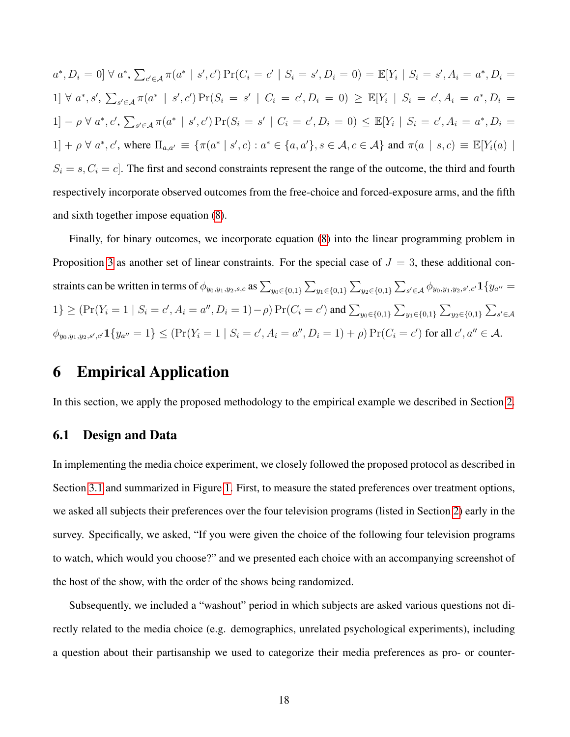$a^*, D_i = 0] \; \forall \; a^*$, $\sum_{c' \in \mathcal{A}} \pi(a^* \mid s', c') \Pr(C_i = c' \mid S_i = s', D_i = 0) = \mathbb{E}[Y_i \mid S_i = s', A_i = a^*, D_i = 1] \; \forall \; a^*, s'$, $\sum_{s' \in \mathcal{A}} \pi(a^* \mid s', c') \Pr(S_i = s' \mid C_i = c', D_i = 0) \geq \mathbb{E}[Y_i \mid S_i = c', A_i = a^*, D_i = 1] - \rho \; \forall \; a^*, c'$, $\sum_{s' \in \mathcal{A}} \pi(a^* \mid s', c') \Pr(S_i = s' \mid C_i = c', D_i = 0) \leq \mathbb{E}[Y_i \mid S_i = c', A_i = a^*, D_i = 1] + \rho \; \forall \; a^*, c'$, where $\Pi_{a,a'} \equiv \{\pi(a^* \mid s', c) : a^* \in \{a, a'\}, s \in \mathcal{A}, c \in \mathcal{A}\}$ and $\pi(a \mid s, c) \equiv \mathbb{E}[Y_i(a) \mid S_i = s, C_i = c]$. The first and second constraints represent the range of the outcome, the third and fourth respectively incorporate observed outcomes from the free-choice and forced-exposure arms, and the fifth and sixth together impose equation (8).

Finally, for binary outcomes, we incorporate equation (8) into the linear programming problem in Proposition 3 as another set of linear constraints. For the special case of $J = 3$, these additional constraints can be written in terms of $\phi_{y_0,y_1,y_2,s,c}$ as $\sum_{y_0 \in \{0,1\}} \sum_{y_1 \in \{0,1\}} \sum_{y_2 \in \{0,1\}} \sum_{s' \in \mathcal{A}} \phi_{y_0,y_1,y_2,s',c'} \mathbf{1}\{y_{a''} = 1\} \geq (\Pr(Y_i = 1 \mid S_i = c', A_i = a'', D_i = 1) - \rho) \Pr(C_i = c')$ and $\sum_{y_0 \in \{0,1\}} \sum_{y_1 \in \{0,1\}} \sum_{y_2 \in \{0,1\}} \sum_{s' \in \mathcal{A}} \phi_{y_0,y_1,y_2,s',c'} \mathbf{1}\{y_{a''} = 1\} \leq (\Pr(Y_i = 1 \mid S_i = c', A_i = a'', D_i = 1) + \rho) \Pr(C_i = c')$ for all $c', a'' \in \mathcal{A}$.

# 6 Empirical Application

In this section, we apply the proposed methodology to the empirical example we described in Section 2.

## 6.1 Design and Data

In implementing the media choice experiment, we closely followed the proposed protocol as described in Section 3.1 and summarized in Figure 1. First, to measure the stated preferences over treatment options, we asked all subjects their preferences over the four television programs (listed in Section 2) early in the survey. Specifically, we asked, "If you were given the choice of the following four television programs to watch, which would you choose?" and we presented each choice with an accompanying screenshot of the host of the show, with the order of the shows being randomized.

Subsequently, we included a "washout" period in which subjects are asked various questions not directly related to the media choice (e.g. demographics, unrelated psychological experiments), including a question about their partisanship we used to categorize their media preferences as pro- or counter-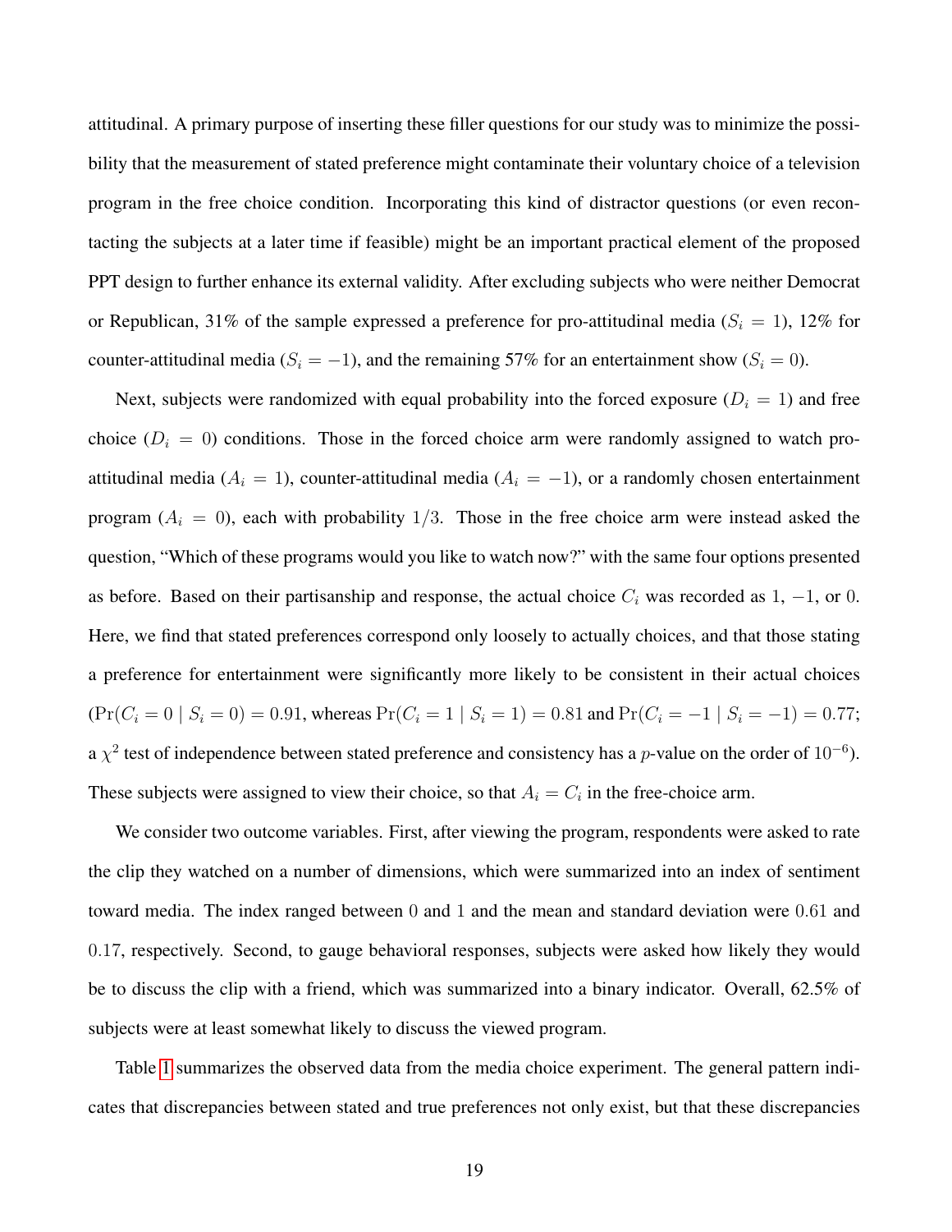attitudinal. A primary purpose of inserting these filler questions for our study was to minimize the possibility that the measurement of stated preference might contaminate their voluntary choice of a television program in the free choice condition. Incorporating this kind of distractor questions (or even recontacting the subjects at a later time if feasible) might be an important practical element of the proposed PPT design to further enhance its external validity. After excluding subjects who were neither Democrat or Republican, 31% of the sample expressed a preference for pro-attitudinal media ($S_i = 1$), 12% for counter-attitudinal media ($S_i = -1$), and the remaining 57% for an entertainment show ($S_i = 0$).

Next, subjects were randomized with equal probability into the forced exposure ($D_i = 1$) and free choice ($D_i = 0$) conditions. Those in the forced choice arm were randomly assigned to watch pro-attitudinal media ($A_i = 1$), counter-attitudinal media ($A_i = -1$), or a randomly chosen entertainment program ($A_i = 0$), each with probability $1/3$. Those in the free choice arm were instead asked the question, "Which of these programs would you like to watch now?" with the same four options presented as before. Based on their partisanship and response, the actual choice $C_i$ was recorded as $1$, $-1$, or $0$. Here, we find that stated preferences correspond only loosely to actually choices, and that those stating a preference for entertainment were significantly more likely to be consistent in their actual choices ($\Pr(C_i = 0 \mid S_i = 0) = 0.91$, whereas $\Pr(C_i = 1 \mid S_i = 1) = 0.81$ and $\Pr(C_i = -1 \mid S_i = -1) = 0.77$; a $\chi^2$ test of independence between stated preference and consistency has a $p$-value on the order of $10^{-6}$). These subjects were assigned to view their choice, so that $A_i = C_i$ in the free-choice arm.

We consider two outcome variables. First, after viewing the program, respondents were asked to rate the clip they watched on a number of dimensions, which were summarized into an index of sentiment toward media. The index ranged between $0$ and $1$ and the mean and standard deviation were $0.61$ and $0.17$, respectively. Second, to gauge behavioral responses, subjects were asked how likely they would be to discuss the clip with a friend, which was summarized into a binary indicator. Overall, 62.5% of subjects were at least somewhat likely to discuss the viewed program.

Table 1 summarizes the observed data from the media choice experiment. The general pattern indicates that discrepancies between stated and true preferences not only exist, but that these discrepancies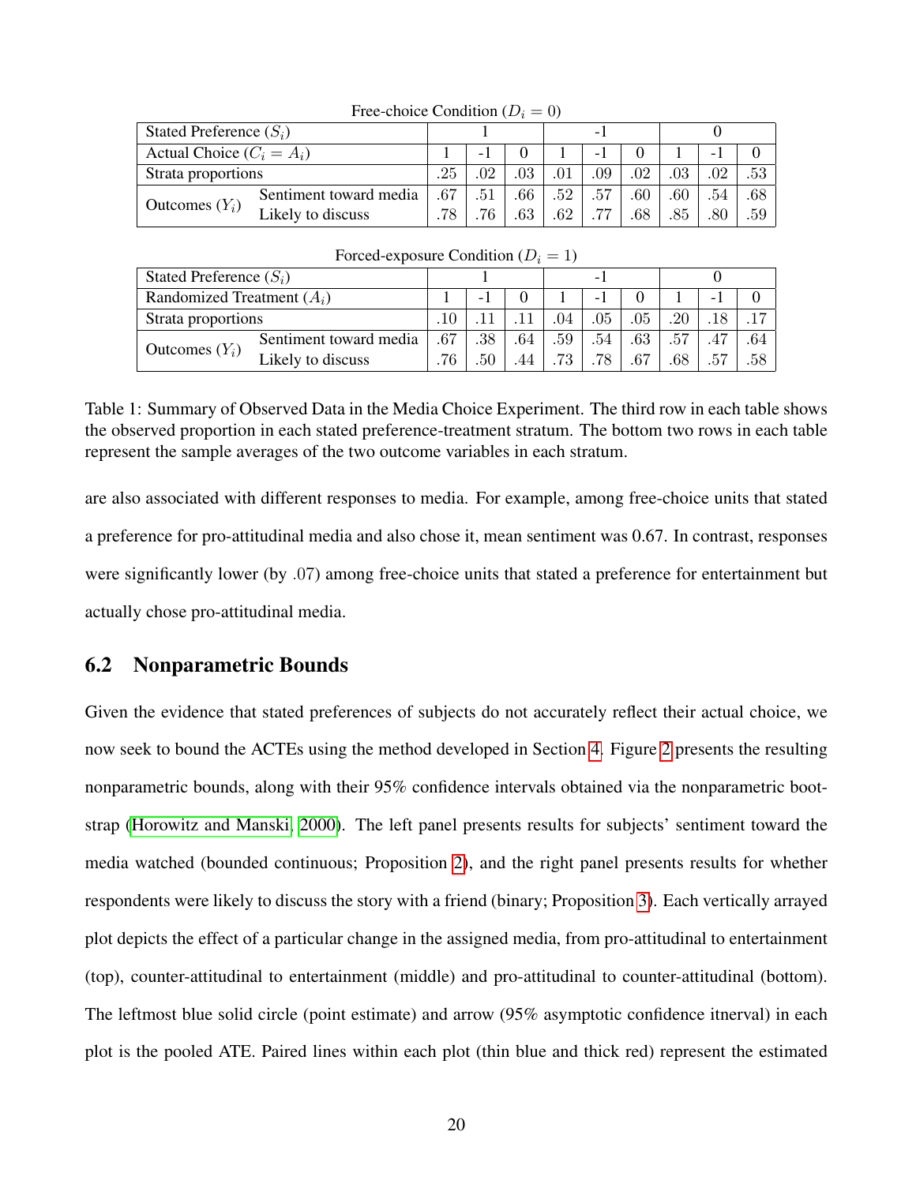Free-choice Condition ($D_i = 0$)

| Stated Preference ($S_i$) | | 1 | | | -1 | | | 0 | | |
|---|---|---|---|---|---|---|---|---|---|---|
| Actual Choice ($C_i = A_i$) | | 1 | -1 | 0 | 1 | -1 | 0 | 1 | -1 | 0 |
| Strata proportions | | .25 | .02 | .03 | .01 | .09 | .02 | .03 | .02 | .53 |
| Outcomes ($Y_i$) | Sentiment toward media | .67 | .51 | .66 | .52 | .57 | .60 | .60 | .54 | .68 |
| | Likely to discuss | .78 | .76 | .63 | .62 | .77 | .68 | .85 | .80 | .59 |

Forced-exposure Condition ($D_i = 1$)

| Stated Preference ($S_i$) | | 1 | | | -1 | | | 0 | | |
|---|---|---|---|---|---|---|---|---|---|---|
| Randomized Treatment ($A_i$) | | 1 | -1 | 0 | 1 | -1 | 0 | 1 | -1 | 0 |
| Strata proportions | | .10 | .11 | .11 | .04 | .05 | .05 | .20 | .18 | .17 |
| Outcomes ($Y_i$) | Sentiment toward media | .67 | .38 | .64 | .59 | .54 | .63 | .57 | .47 | .64 |
| | Likely to discuss | .76 | .50 | .44 | .73 | .78 | .67 | .68 | .57 | .58 |

Table 1: Summary of Observed Data in the Media Choice Experiment. The third row in each table shows the observed proportion in each stated preference-treatment stratum. The bottom two rows in each table represent the sample averages of the two outcome variables in each stratum.

are also associated with different responses to media. For example, among free-choice units that stated a preference for pro-attitudinal media and also chose it, mean sentiment was 0.67. In contrast, responses were significantly lower (by .07) among free-choice units that stated a preference for entertainment but actually chose pro-attitudinal media.

## 6.2 Nonparametric Bounds

Given the evidence that stated preferences of subjects do not accurately reflect their actual choice, we now seek to bound the ACTEs using the method developed in Section 4. Figure 2 presents the resulting nonparametric bounds, along with their 95% confidence intervals obtained via the nonparametric bootstrap (Horowitz and Manski, 2000). The left panel presents results for subjects' sentiment toward the media watched (bounded continuous; Proposition 2), and the right panel presents results for whether respondents were likely to discuss the story with a friend (binary; Proposition 3). Each vertically arrayed plot depicts the effect of a particular change in the assigned media, from pro-attitudinal to entertainment (top), counter-attitudinal to entertainment (middle) and pro-attitudinal to counter-attitudinal (bottom). The leftmost blue solid circle (point estimate) and arrow (95% asymptotic confidence itnerval) in each plot is the pooled ATE. Paired lines within each plot (thin blue and thick red) represent the estimated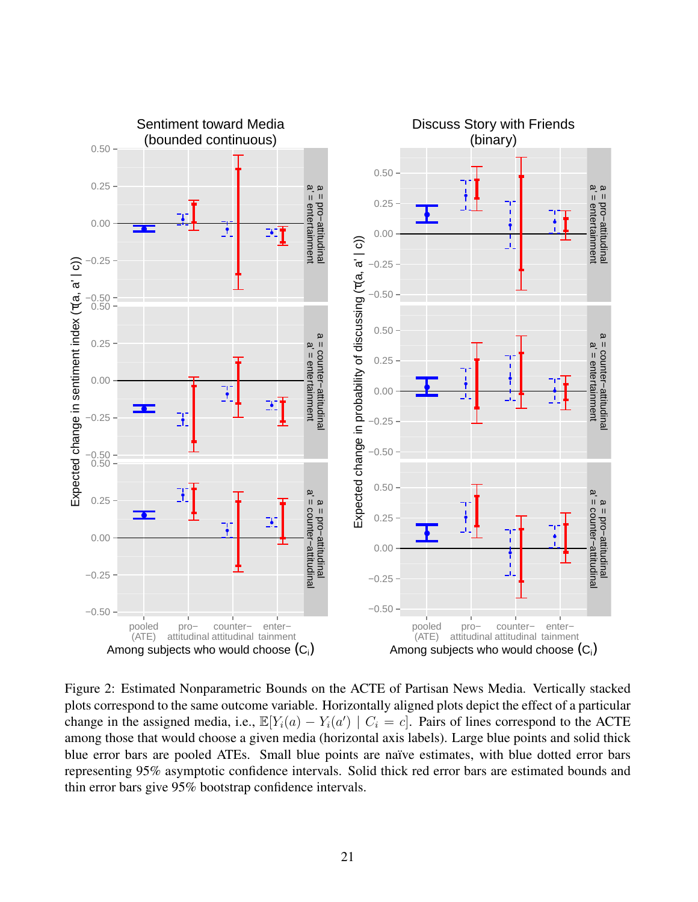Figure 2: Estimated Nonparametric Bounds on the ACTE of Partisan News Media. Vertically stacked plots correspond to the same outcome variable. Horizontally aligned plots depict the effect of a particular change in the assigned media, i.e., $\mathbb{E}[Y_i(a) - Y_i(a') \mid C_i = c]$. Pairs of lines correspond to the ACTE among those that would choose a given media (horizontal axis labels). Large blue points and solid thick blue error bars are pooled ATEs. Small blue points are naïve estimates, with blue dotted error bars representing 95% asymptotic confidence intervals. Solid thick red error bars are estimated bounds and thin error bars give 95% bootstrap confidence intervals.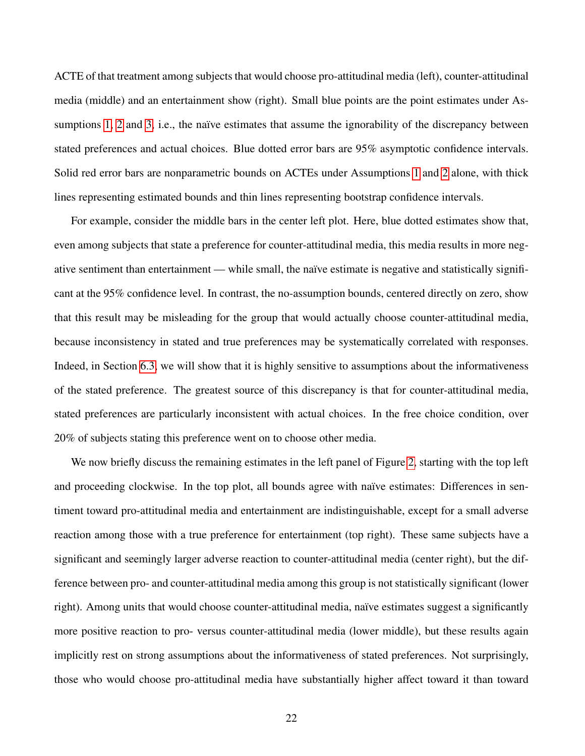ACTE of that treatment among subjects that would choose pro-attitudinal media (left), counter-attitudinal media (middle) and an entertainment show (right). Small blue points are the point estimates under Assumptions 1, 2 and 3, i.e., the naïve estimates that assume the ignorability of the discrepancy between stated preferences and actual choices. Blue dotted error bars are 95% asymptotic confidence intervals. Solid red error bars are nonparametric bounds on ACTEs under Assumptions 1 and 2 alone, with thick lines representing estimated bounds and thin lines representing bootstrap confidence intervals.

For example, consider the middle bars in the center left plot. Here, blue dotted estimates show that, even among subjects that state a preference for counter-attitudinal media, this media results in more negative sentiment than entertainment — while small, the naïve estimate is negative and statistically significant at the 95% confidence level. In contrast, the no-assumption bounds, centered directly on zero, show that this result may be misleading for the group that would actually choose counter-attitudinal media, because inconsistency in stated and true preferences may be systematically correlated with responses. Indeed, in Section 6.3, we will show that it is highly sensitive to assumptions about the informativeness of the stated preference. The greatest source of this discrepancy is that for counter-attitudinal media, stated preferences are particularly inconsistent with actual choices. In the free choice condition, over 20% of subjects stating this preference went on to choose other media.

We now briefly discuss the remaining estimates in the left panel of Figure 2, starting with the top left and proceeding clockwise. In the top plot, all bounds agree with naïve estimates: Differences in sentiment toward pro-attitudinal media and entertainment are indistinguishable, except for a small adverse reaction among those with a true preference for entertainment (top right). These same subjects have a significant and seemingly larger adverse reaction to counter-attitudinal media (center right), but the difference between pro- and counter-attitudinal media among this group is not statistically significant (lower right). Among units that would choose counter-attitudinal media, naïve estimates suggest a significantly more positive reaction to pro- versus counter-attitudinal media (lower middle), but these results again implicitly rest on strong assumptions about the informativeness of stated preferences. Not surprisingly, those who would choose pro-attitudinal media have substantially higher affect toward it than toward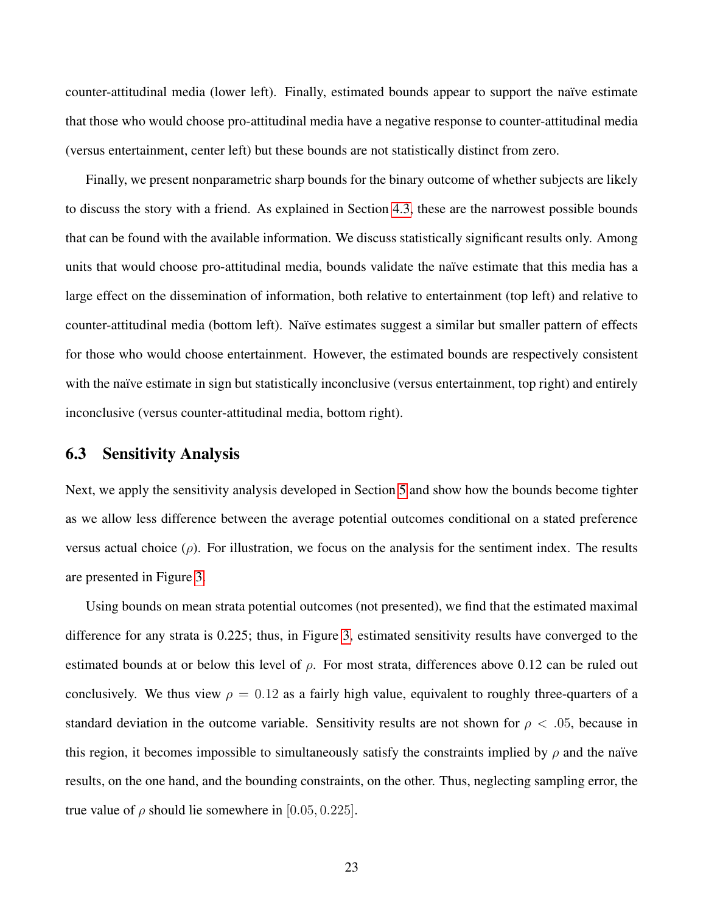counter-attitudinal media (lower left). Finally, estimated bounds appear to support the naïve estimate that those who would choose pro-attitudinal media have a negative response to counter-attitudinal media (versus entertainment, center left) but these bounds are not statistically distinct from zero.

Finally, we present nonparametric sharp bounds for the binary outcome of whether subjects are likely to discuss the story with a friend. As explained in Section 4.3, these are the narrowest possible bounds that can be found with the available information. We discuss statistically significant results only. Among units that would choose pro-attitudinal media, bounds validate the naïve estimate that this media has a large effect on the dissemination of information, both relative to entertainment (top left) and relative to counter-attitudinal media (bottom left). Naïve estimates suggest a similar but smaller pattern of effects for those who would choose entertainment. However, the estimated bounds are respectively consistent with the naïve estimate in sign but statistically inconclusive (versus entertainment, top right) and entirely inconclusive (versus counter-attitudinal media, bottom right).

## 6.3 Sensitivity Analysis

Next, we apply the sensitivity analysis developed in Section 5 and show how the bounds become tighter as we allow less difference between the average potential outcomes conditional on a stated preference versus actual choice ($\rho$). For illustration, we focus on the analysis for the sentiment index. The results are presented in Figure 3.

Using bounds on mean strata potential outcomes (not presented), we find that the estimated maximal difference for any strata is 0.225; thus, in Figure 3, estimated sensitivity results have converged to the estimated bounds at or below this level of $\rho$. For most strata, differences above 0.12 can be ruled out conclusively. We thus view $\rho = 0.12$ as a fairly high value, equivalent to roughly three-quarters of a standard deviation in the outcome variable. Sensitivity results are not shown for $\rho < .05$, because in this region, it becomes impossible to simultaneously satisfy the constraints implied by $\rho$ and the naïve results, on the one hand, and the bounding constraints, on the other. Thus, neglecting sampling error, the true value of $\rho$ should lie somewhere in $[0.05, 0.225]$.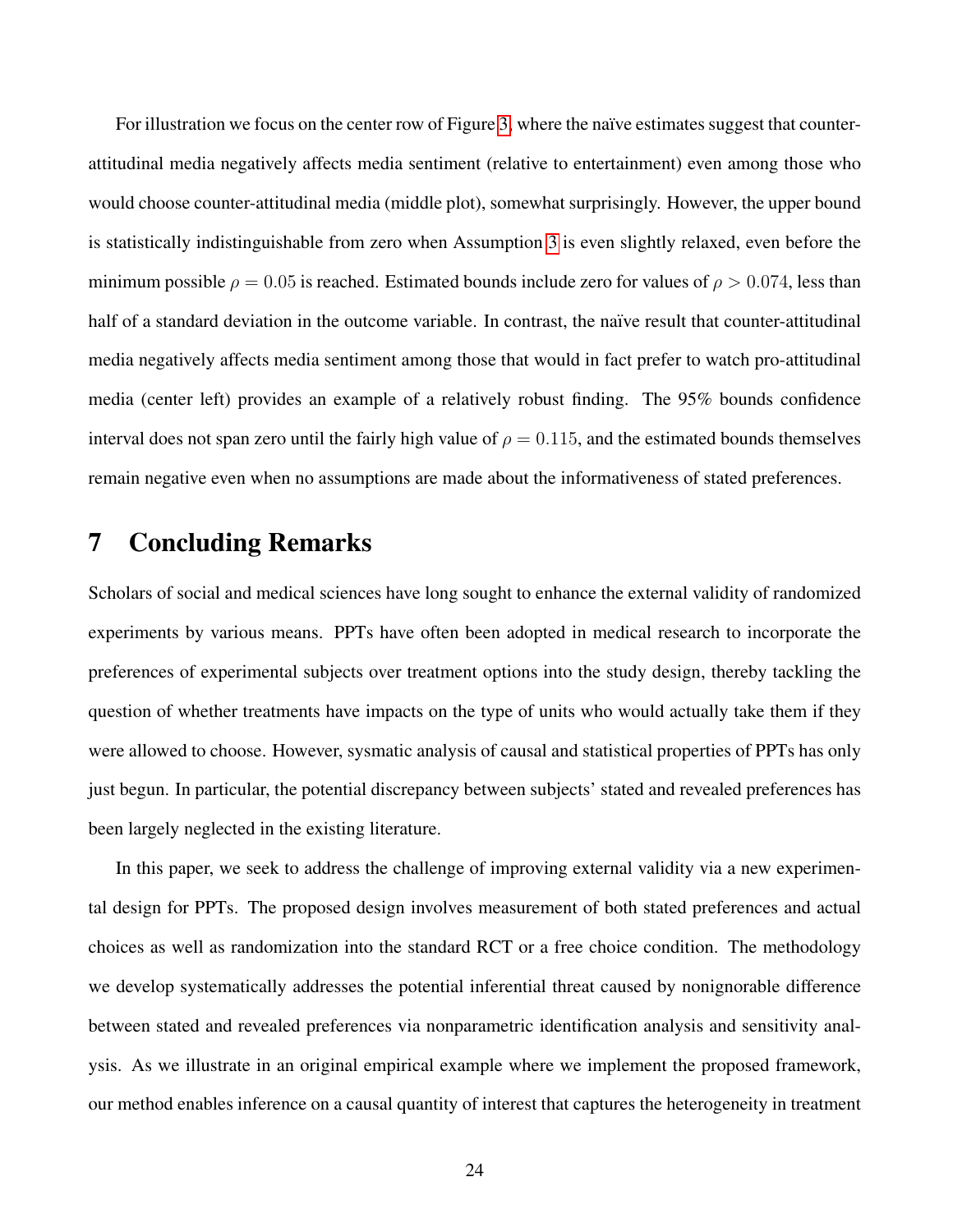For illustration we focus on the center row of Figure 3, where the naïve estimates suggest that counter-attitudinal media negatively affects media sentiment (relative to entertainment) even among those who would choose counter-attitudinal media (middle plot), somewhat surprisingly. However, the upper bound is statistically indistinguishable from zero when Assumption 3 is even slightly relaxed, even before the minimum possible $\rho = 0.05$ is reached. Estimated bounds include zero for values of $\rho > 0.074$, less than half of a standard deviation in the outcome variable. In contrast, the naïve result that counter-attitudinal media negatively affects media sentiment among those that would in fact prefer to watch pro-attitudinal media (center left) provides an example of a relatively robust finding. The 95% bounds confidence interval does not span zero until the fairly high value of $\rho = 0.115$, and the estimated bounds themselves remain negative even when no assumptions are made about the informativeness of stated preferences.

# 7 Concluding Remarks

Scholars of social and medical sciences have long sought to enhance the external validity of randomized experiments by various means. PPTs have often been adopted in medical research to incorporate the preferences of experimental subjects over treatment options into the study design, thereby tackling the question of whether treatments have impacts on the type of units who would actually take them if they were allowed to choose. However, sysmatic analysis of causal and statistical properties of PPTs has only just begun. In particular, the potential discrepancy between subjects' stated and revealed preferences has been largely neglected in the existing literature.

In this paper, we seek to address the challenge of improving external validity via a new experimental design for PPTs. The proposed design involves measurement of both stated preferences and actual choices as well as randomization into the standard RCT or a free choice condition. The methodology we develop systematically addresses the potential inferential threat caused by nonignorable difference between stated and revealed preferences via nonparametric identification analysis and sensitivity analysis. As we illustrate in an original empirical example where we implement the proposed framework, our method enables inference on a causal quantity of interest that captures the heterogeneity in treatment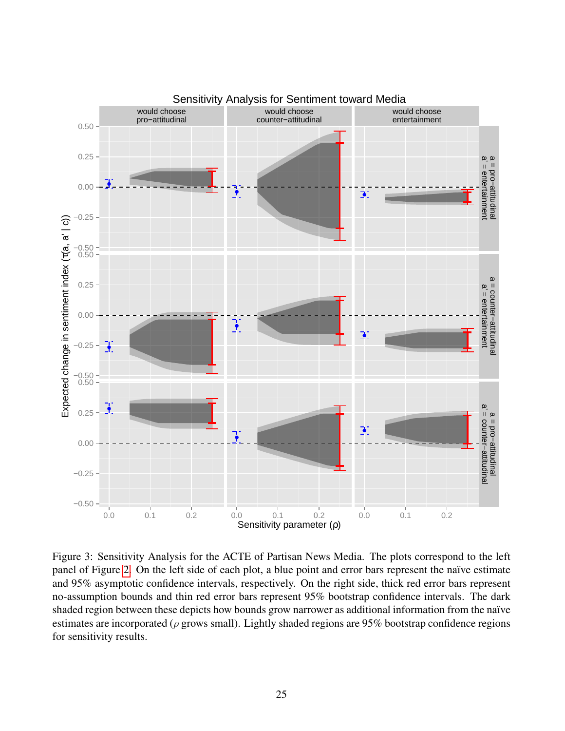Figure 3: Sensitivity Analysis for the ACTE of Partisan News Media. The plots correspond to the left panel of Figure 2. On the left side of each plot, a blue point and error bars represent the naïve estimate and 95% asymptotic confidence intervals, respectively. On the right side, thick red error bars represent no-assumption bounds and thin red error bars represent 95% bootstrap confidence intervals. The dark shaded region between these depicts how bounds grow narrower as additional information from the naïve estimates are incorporated ($\rho$ grows small). Lightly shaded regions are 95% bootstrap confidence regions for sensitivity results.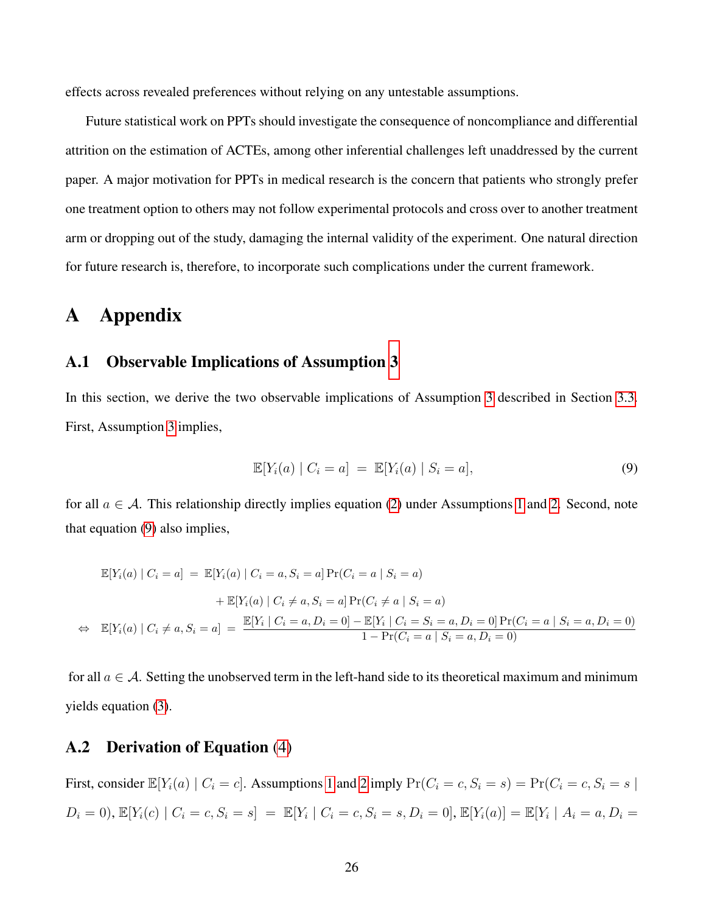effects across revealed preferences without relying on any untestable assumptions.

Future statistical work on PPTs should investigate the consequence of noncompliance and differential attrition on the estimation of ACTEs, among other inferential challenges left unaddressed by the current paper. A major motivation for PPTs in medical research is the concern that patients who strongly prefer one treatment option to others may not follow experimental protocols and cross over to another treatment arm or dropping out of the study, damaging the internal validity of the experiment. One natural direction for future research is, therefore, to incorporate such complications under the current framework.

# A Appendix

## A.1 Observable Implications of Assumption 3

In this section, we derive the two observable implications of Assumption 3 described in Section 3.3. First, Assumption 3 implies,

$$\mathbb{E}[Y_i(a) \mid C_i = a] \;=\; \mathbb{E}[Y_i(a) \mid S_i = a], \tag{9}$$

for all $a \in \mathcal{A}$. This relationship directly implies equation (2) under Assumptions 1 and 2. Second, note that equation (9) also implies,

$$\begin{aligned}
\mathbb{E}[Y_i(a) \mid C_i = a] \;&=\; \mathbb{E}[Y_i(a) \mid C_i = a, S_i = a] \Pr(C_i = a \mid S_i = a) \\
&\quad + \mathbb{E}[Y_i(a) \mid C_i \neq a, S_i = a] \Pr(C_i \neq a \mid S_i = a) \\
\Leftrightarrow \quad \mathbb{E}[Y_i(a) \mid C_i \neq a, S_i = a] \;&=\; \frac{\mathbb{E}[Y_i \mid C_i = a, D_i = 0] - \mathbb{E}[Y_i \mid C_i = S_i = a, D_i = 0] \Pr(C_i = a \mid S_i = a, D_i = 0)}{1 - \Pr(C_i = a \mid S_i = a, D_i = 0)}
\end{aligned}$$

for all $a \in \mathcal{A}$. Setting the unobserved term in the left-hand side to its theoretical maximum and minimum yields equation (3).

## A.2 Derivation of Equation (4)

First, consider $\mathbb{E}[Y_i(a) \mid C_i = c]$. Assumptions 1 and 2 imply $\Pr(C_i = c, S_i = s) = \Pr(C_i = c, S_i = s \mid D_i = 0)$, $\mathbb{E}[Y_i(c) \mid C_i = c, S_i = s] \;=\; \mathbb{E}[Y_i \mid C_i = c, S_i = s, D_i = 0]$, $\mathbb{E}[Y_i(a)] = \mathbb{E}[Y_i \mid A_i = a, D_i =$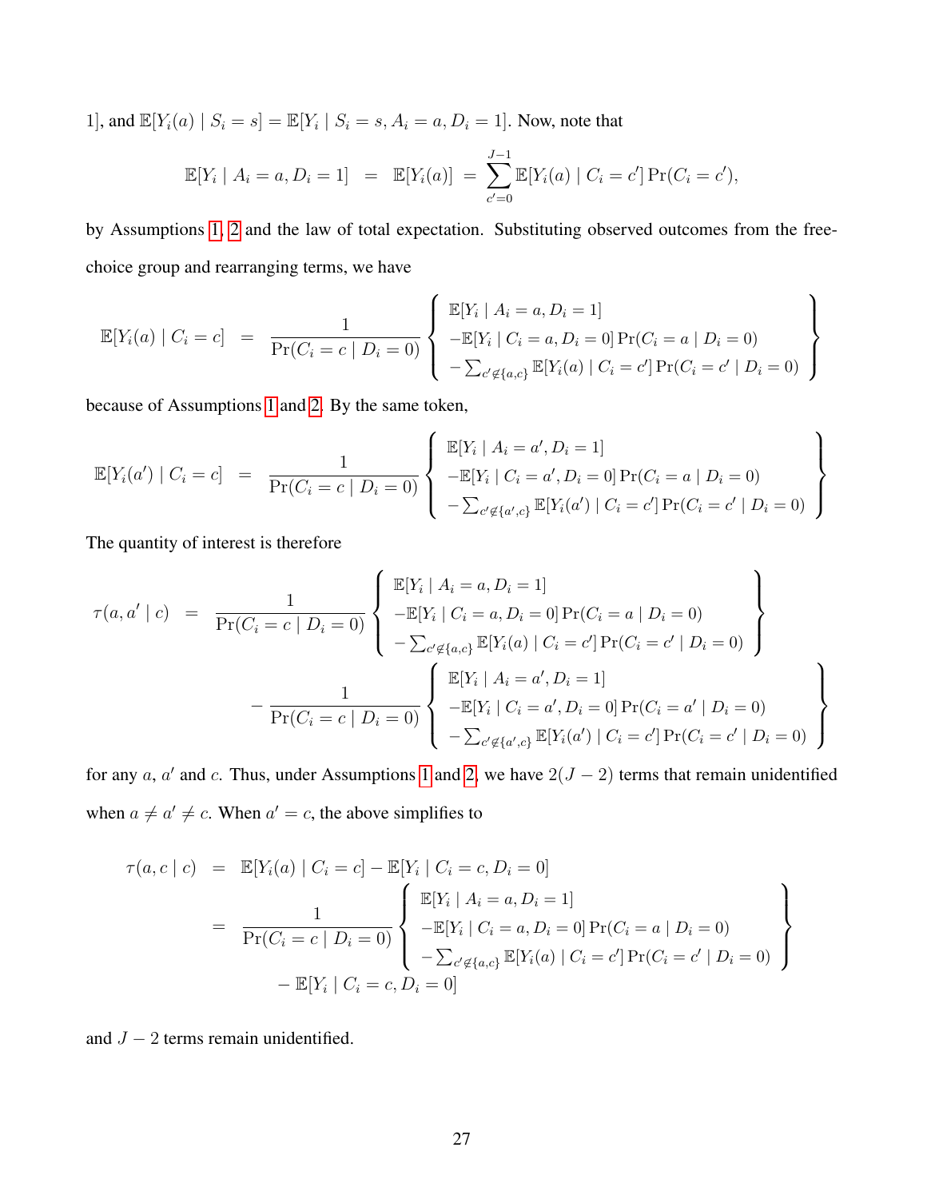1], and $\mathbb{E}[Y_i(a) \mid S_i = s] = \mathbb{E}[Y_i \mid S_i = s, A_i = a, D_i = 1]$. Now, note that

$$\mathbb{E}[Y_i \mid A_i = a, D_i = 1] \;\;=\;\; \mathbb{E}[Y_i(a)] \;=\; \sum_{c'=0}^{J-1} \mathbb{E}[Y_i(a) \mid C_i = c'] \Pr(C_i = c'),$$

by Assumptions 1, 2 and the law of total expectation. Substituting observed outcomes from the free-choice group and rearranging terms, we have

$$\mathbb{E}[Y_i(a) \mid C_i = c] \;\;=\;\; \frac{1}{\Pr(C_i = c \mid D_i = 0)} \left\{ \begin{array}{l} \mathbb{E}[Y_i \mid A_i = a, D_i = 1] \\ -\mathbb{E}[Y_i \mid C_i = a, D_i = 0] \Pr(C_i = a \mid D_i = 0) \\ -\sum_{c' \notin \{a,c\}} \mathbb{E}[Y_i(a) \mid C_i = c'] \Pr(C_i = c' \mid D_i = 0) \end{array} \right\}$$

because of Assumptions 1 and 2. By the same token,

$$\mathbb{E}[Y_i(a') \mid C_i = c] \;\;=\;\; \frac{1}{\Pr(C_i = c \mid D_i = 0)} \left\{ \begin{array}{l} \mathbb{E}[Y_i \mid A_i = a', D_i = 1] \\ -\mathbb{E}[Y_i \mid C_i = a', D_i = 0] \Pr(C_i = a \mid D_i = 0) \\ -\sum_{c' \notin \{a',c\}} \mathbb{E}[Y_i(a') \mid C_i = c'] \Pr(C_i = c' \mid D_i = 0) \end{array} \right\}$$

The quantity of interest is therefore

$$\begin{aligned} \tau(a, a' \mid c) \;\;=\;\; & \frac{1}{\Pr(C_i = c \mid D_i = 0)} \left\{ \begin{array}{l} \mathbb{E}[Y_i \mid A_i = a, D_i = 1] \\ -\mathbb{E}[Y_i \mid C_i = a, D_i = 0] \Pr(C_i = a \mid D_i = 0) \\ -\sum_{c' \notin \{a,c\}} \mathbb{E}[Y_i(a) \mid C_i = c'] \Pr(C_i = c' \mid D_i = 0) \end{array} \right\} \\ & - \frac{1}{\Pr(C_i = c \mid D_i = 0)} \left\{ \begin{array}{l} \mathbb{E}[Y_i \mid A_i = a', D_i = 1] \\ -\mathbb{E}[Y_i \mid C_i = a', D_i = 0] \Pr(C_i = a' \mid D_i = 0) \\ -\sum_{c' \notin \{a',c\}} \mathbb{E}[Y_i(a') \mid C_i = c'] \Pr(C_i = c' \mid D_i = 0) \end{array} \right\} \end{aligned}$$

for any $a$, $a'$ and $c$. Thus, under Assumptions 1 and 2, we have $2(J-2)$ terms that remain unidentified when $a \neq a' \neq c$. When $a' = c$, the above simplifies to

$$\begin{aligned} \tau(a, c \mid c) \;\;&=\;\; \mathbb{E}[Y_i(a) \mid C_i = c] - \mathbb{E}[Y_i \mid C_i = c, D_i = 0] \\ &=\;\; \frac{1}{\Pr(C_i = c \mid D_i = 0)} \left\{ \begin{array}{l} \mathbb{E}[Y_i \mid A_i = a, D_i = 1] \\ -\mathbb{E}[Y_i \mid C_i = a, D_i = 0] \Pr(C_i = a \mid D_i = 0) \\ -\sum_{c' \notin \{a,c\}} \mathbb{E}[Y_i(a) \mid C_i = c'] \Pr(C_i = c' \mid D_i = 0) \end{array} \right\} \\ &\quad - \mathbb{E}[Y_i \mid C_i = c, D_i = 0] \end{aligned}$$

and $J-2$ terms remain unidentified.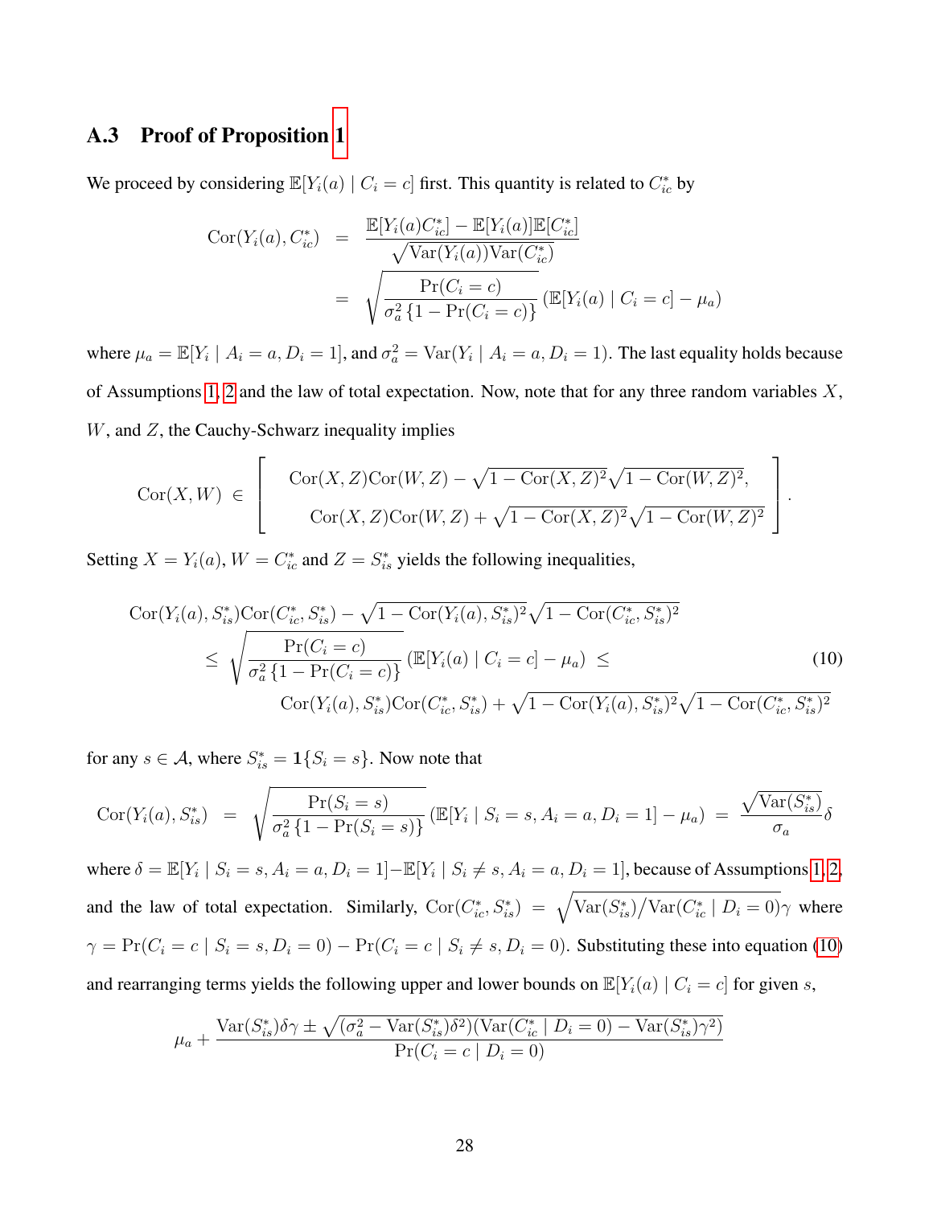### A.3 Proof of Proposition 1

We proceed by considering $\mathbb{E}[Y_i(a) \mid C_i = c]$ first. This quantity is related to $C^*_{ic}$ by

$$
\begin{aligned}
\text{Cor}(Y_i(a), C^*_{ic}) &= \frac{\mathbb{E}[Y_i(a)C^*_{ic}] - \mathbb{E}[Y_i(a)]\mathbb{E}[C^*_{ic}]}{\sqrt{\text{Var}(Y_i(a))\text{Var}(C^*_{ic})}} \\
&= \sqrt{\frac{\Pr(C_i = c)}{\sigma_a^2 \{1 - \Pr(C_i = c)\}}} \left(\mathbb{E}[Y_i(a) \mid C_i = c] - \mu_a\right)
\end{aligned}
$$

where $\mu_a = \mathbb{E}[Y_i \mid A_i = a, D_i = 1]$, and $\sigma_a^2 = \text{Var}(Y_i \mid A_i = a, D_i = 1)$. The last equality holds because of Assumptions 1, 2 and the law of total expectation. Now, note that for any three random variables $X$, $W$, and $Z$, the Cauchy-Schwarz inequality implies

$$
\text{Cor}(X, W) \in \left[ \begin{array}{c} \text{Cor}(X, Z)\text{Cor}(W, Z) - \sqrt{1 - \text{Cor}(X, Z)^2}\sqrt{1 - \text{Cor}(W, Z)^2}, \\ \text{Cor}(X, Z)\text{Cor}(W, Z) + \sqrt{1 - \text{Cor}(X, Z)^2}\sqrt{1 - \text{Cor}(W, Z)^2} \end{array} \right].
$$

Setting $X = Y_i(a)$, $W = C^*_{ic}$ and $Z = S^*_{is}$ yields the following inequalities,

$$
\begin{aligned}
&\text{Cor}(Y_i(a), S^*_{is})\text{Cor}(C^*_{ic}, S^*_{is}) - \sqrt{1 - \text{Cor}(Y_i(a), S^*_{is})^2}\sqrt{1 - \text{Cor}(C^*_{ic}, S^*_{is})^2} \\
&\quad \leq \sqrt{\frac{\Pr(C_i = c)}{\sigma_a^2 \{1 - \Pr(C_i = c)\}}} \left(\mathbb{E}[Y_i(a) \mid C_i = c] - \mu_a\right) \leq \\
&\qquad \text{Cor}(Y_i(a), S^*_{is})\text{Cor}(C^*_{ic}, S^*_{is}) + \sqrt{1 - \text{Cor}(Y_i(a), S^*_{is})^2}\sqrt{1 - \text{Cor}(C^*_{ic}, S^*_{is})^2}
\end{aligned} \tag{10}
$$

for any $s \in \mathcal{A}$, where $S^*_{is} = \mathbf{1}\{S_i = s\}$. Now note that

$$
\text{Cor}(Y_i(a), S^*_{is}) = \sqrt{\frac{\Pr(S_i = s)}{\sigma_a^2 \{1 - \Pr(S_i = s)\}}} \left(\mathbb{E}[Y_i \mid S_i = s, A_i = a, D_i = 1] - \mu_a\right) = \frac{\sqrt{\text{Var}(S^*_{is})}}{\sigma_a}\delta
$$

where $\delta = \mathbb{E}[Y_i \mid S_i = s, A_i = a, D_i = 1] - \mathbb{E}[Y_i \mid S_i \neq s, A_i = a, D_i = 1]$, because of Assumptions 1, 2, and the law of total expectation. Similarly, $\text{Cor}(C^*_{ic}, S^*_{is}) = \sqrt{\text{Var}(S^*_{is})/\text{Var}(C^*_{ic} \mid D_i = 0)}\gamma$ where $\gamma = \Pr(C_i = c \mid S_i = s, D_i = 0) - \Pr(C_i = c \mid S_i \neq s, D_i = 0)$. Substituting these into equation (10) and rearranging terms yields the following upper and lower bounds on $\mathbb{E}[Y_i(a) \mid C_i = c]$ for given $s$,

$$
\mu_a + \frac{\text{Var}(S^*_{is})\delta\gamma \pm \sqrt{(\sigma_a^2 - \text{Var}(S^*_{is})\delta^2)(\text{Var}(C^*_{ic} \mid D_i = 0) - \text{Var}(S^*_{is})\gamma^2)}}{\Pr(C_i = c \mid D_i = 0)}
$$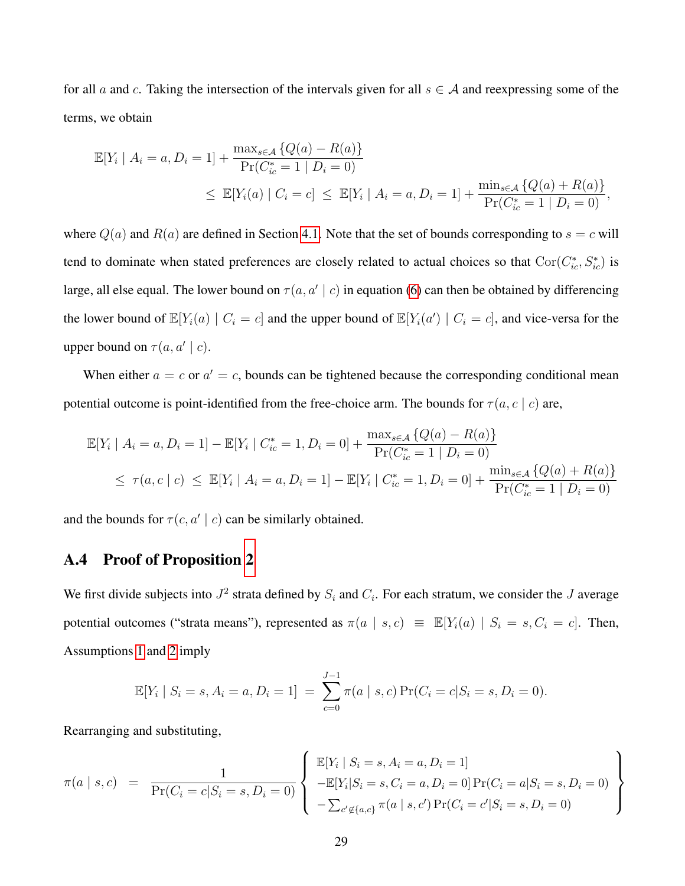for all $a$ and $c$. Taking the intersection of the intervals given for all $s \in \mathcal{A}$ and reexpressing some of the terms, we obtain

$$
\mathbb{E}[Y_i \mid A_i = a, D_i = 1] + \frac{\max_{s \in \mathcal{A}} \{Q(a) - R(a)\}}{\Pr(C_{ic}^* = 1 \mid D_i = 0)} \\
\leq \mathbb{E}[Y_i(a) \mid C_i = c] \leq \mathbb{E}[Y_i \mid A_i = a, D_i = 1] + \frac{\min_{s \in \mathcal{A}} \{Q(a) + R(a)\}}{\Pr(C_{ic}^* = 1 \mid D_i = 0)},
$$

where $Q(a)$ and $R(a)$ are defined in Section 4.1. Note that the set of bounds corresponding to $s = c$ will tend to dominate when stated preferences are closely related to actual choices so that $\mathrm{Cor}(C_{ic}^*, S_{ic}^*)$ is large, all else equal. The lower bound on $\tau(a, a' \mid c)$ in equation (6) can then be obtained by differencing the lower bound of $\mathbb{E}[Y_i(a) \mid C_i = c]$ and the upper bound of $\mathbb{E}[Y_i(a') \mid C_i = c]$, and vice-versa for the upper bound on $\tau(a, a' \mid c)$.

When either $a = c$ or $a' = c$, bounds can be tightened because the corresponding conditional mean potential outcome is point-identified from the free-choice arm. The bounds for $\tau(a, c \mid c)$ are,

$$
\mathbb{E}[Y_i \mid A_i = a, D_i = 1] - \mathbb{E}[Y_i \mid C_{ic}^* = 1, D_i = 0] + \frac{\max_{s \in \mathcal{A}} \{Q(a) - R(a)\}}{\Pr(C_{ic}^* = 1 \mid D_i = 0)} \\
\leq \tau(a, c \mid c) \leq \mathbb{E}[Y_i \mid A_i = a, D_i = 1] - \mathbb{E}[Y_i \mid C_{ic}^* = 1, D_i = 0] + \frac{\min_{s \in \mathcal{A}} \{Q(a) + R(a)\}}{\Pr(C_{ic}^* = 1 \mid D_i = 0)}
$$

and the bounds for $\tau(c, a' \mid c)$ can be similarly obtained.

## A.4 Proof of Proposition 2

We first divide subjects into $J^2$ strata defined by $S_i$ and $C_i$. For each stratum, we consider the $J$ average potential outcomes ("strata means"), represented as $\pi(a \mid s, c) \equiv \mathbb{E}[Y_i(a) \mid S_i = s, C_i = c]$. Then, Assumptions 1 and 2 imply

$$
\mathbb{E}[Y_i \mid S_i = s, A_i = a, D_i = 1] = \sum_{c=0}^{J-1} \pi(a \mid s, c) \Pr(C_i = c | S_i = s, D_i = 0).
$$

Rearranging and substituting,

$$
\pi(a \mid s, c) = \frac{1}{\Pr(C_i = c | S_i = s, D_i = 0)} \left\{ \begin{array}{l} \mathbb{E}[Y_i \mid S_i = s, A_i = a, D_i = 1] \\ -\mathbb{E}[Y_i | S_i = s, C_i = a, D_i = 0] \Pr(C_i = a | S_i = s, D_i = 0) \\ -\sum_{c' \notin \{a, c\}} \pi(a \mid s, c') \Pr(C_i = c' | S_i = s, D_i = 0) \end{array} \right\}
$$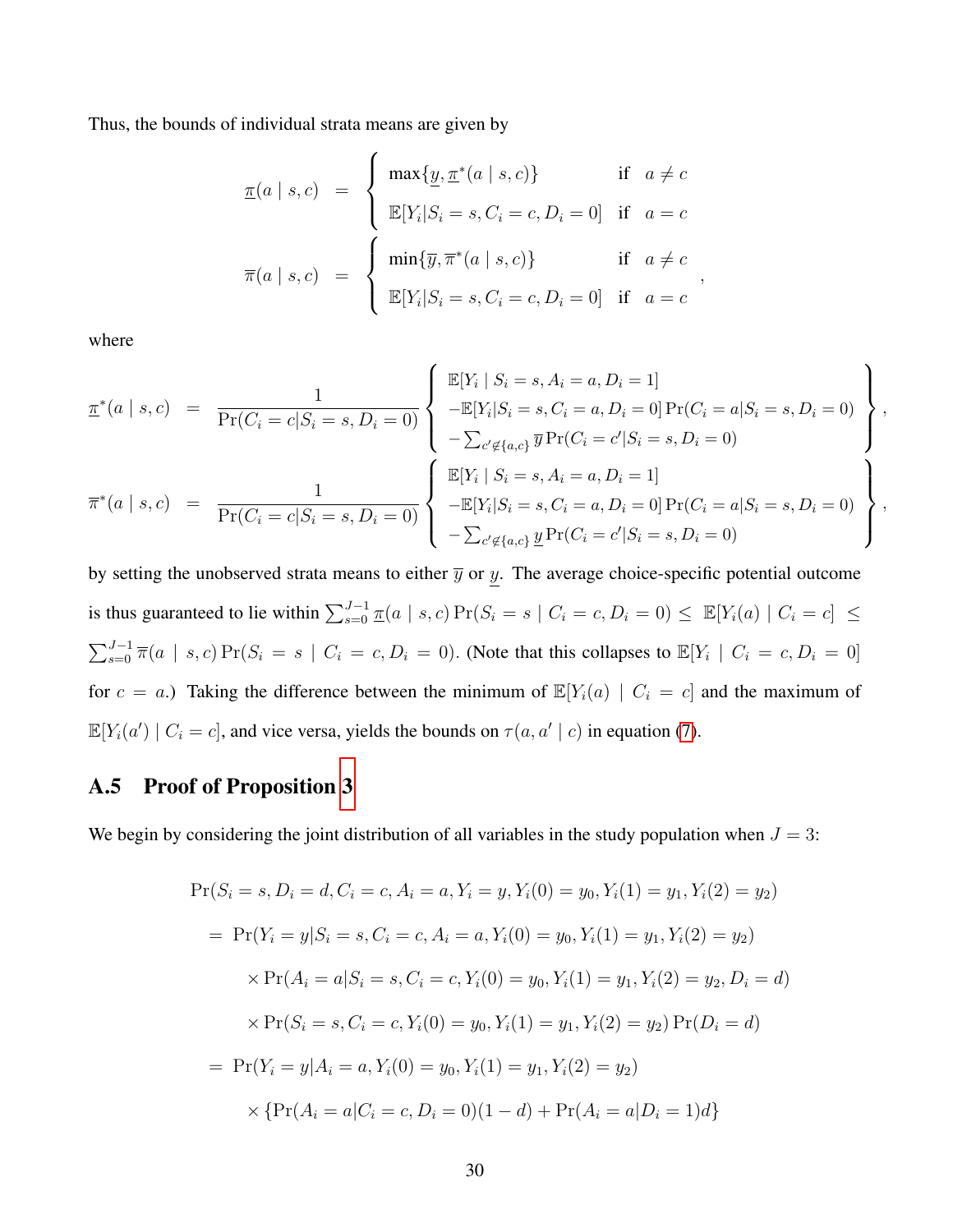Thus, the bounds of individual strata means are given by

$$
\underline{\pi}(a \mid s, c) \;=\; \begin{cases} \max\{\underline{y}, \underline{\pi}^*(a \mid s, c)\} & \text{if} \quad a \neq c \\ \mathbb{E}[Y_i | S_i = s, C_i = c, D_i = 0] & \text{if} \quad a = c \end{cases}
$$

$$
\overline{\pi}(a \mid s, c) \;=\; \begin{cases} \min\{\overline{y}, \overline{\pi}^*(a \mid s, c)\} & \text{if} \quad a \neq c \\ \mathbb{E}[Y_i | S_i = s, C_i = c, D_i = 0] & \text{if} \quad a = c \end{cases},
$$

where

$$
\underline{\pi}^*(a \mid s, c) \;=\; \frac{1}{\Pr(C_i = c | S_i = s, D_i = 0)} \left\{ \begin{array}{l} \mathbb{E}[Y_i \mid S_i = s, A_i = a, D_i = 1] \\ -\mathbb{E}[Y_i | S_i = s, C_i = a, D_i = 0] \Pr(C_i = a | S_i = s, D_i = 0) \\ -\sum_{c' \notin \{a, c\}} \overline{y} \Pr(C_i = c' | S_i = s, D_i = 0) \end{array} \right\},
$$

$$
\overline{\pi}^*(a \mid s, c) \;=\; \frac{1}{\Pr(C_i = c | S_i = s, D_i = 0)} \left\{ \begin{array}{l} \mathbb{E}[Y_i \mid S_i = s, A_i = a, D_i = 1] \\ -\mathbb{E}[Y_i | S_i = s, C_i = a, D_i = 0] \Pr(C_i = a | S_i = s, D_i = 0) \\ -\sum_{c' \notin \{a, c\}} \underline{y} \Pr(C_i = c' | S_i = s, D_i = 0) \end{array} \right\},
$$

by setting the unobserved strata means to either $\overline{y}$ or $\underline{y}$. The average choice-specific potential outcome is thus guaranteed to lie within $\sum_{s=0}^{J-1} \underline{\pi}(a \mid s, c) \Pr(S_i = s \mid C_i = c, D_i = 0) \leq \mathbb{E}[Y_i(a) \mid C_i = c] \leq \sum_{s=0}^{J-1} \overline{\pi}(a \mid s, c) \Pr(S_i = s \mid C_i = c, D_i = 0)$. (Note that this collapses to $\mathbb{E}[Y_i \mid C_i = c, D_i = 0]$ for $c = a$.) Taking the difference between the minimum of $\mathbb{E}[Y_i(a) \mid C_i = c]$ and the maximum of $\mathbb{E}[Y_i(a') \mid C_i = c]$, and vice versa, yields the bounds on $\tau(a, a' \mid c)$ in equation (7).

## A.5 Proof of Proposition 3

We begin by considering the joint distribution of all variables in the study population when $J = 3$:

$$
\begin{aligned}
&\Pr(S_i = s, D_i = d, C_i = c, A_i = a, Y_i = y, Y_i(0) = y_0, Y_i(1) = y_1, Y_i(2) = y_2) \\
&= \Pr(Y_i = y | S_i = s, C_i = c, A_i = a, Y_i(0) = y_0, Y_i(1) = y_1, Y_i(2) = y_2) \\
&\quad \times \Pr(A_i = a | S_i = s, C_i = c, Y_i(0) = y_0, Y_i(1) = y_1, Y_i(2) = y_2, D_i = d) \\
&\quad \times \Pr(S_i = s, C_i = c, Y_i(0) = y_0, Y_i(1) = y_1, Y_i(2) = y_2) \Pr(D_i = d) \\
&= \Pr(Y_i = y | A_i = a, Y_i(0) = y_0, Y_i(1) = y_1, Y_i(2) = y_2) \\
&\quad \times \{\Pr(A_i = a | C_i = c, D_i = 0)(1 - d) + \Pr(A_i = a | D_i = 1) d\}
\end{aligned}
$$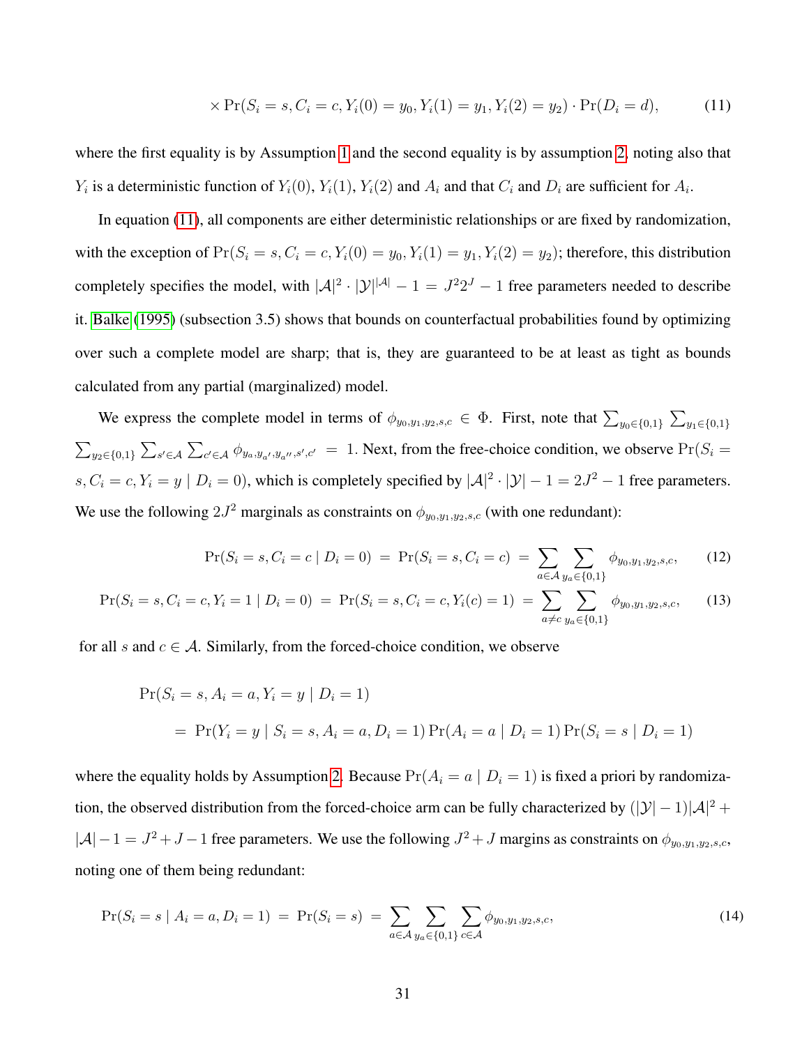$$\times \Pr(S_i = s, C_i = c, Y_i(0) = y_0, Y_i(1) = y_1, Y_i(2) = y_2) \cdot \Pr(D_i = d), \tag{11}$$

where the first equality is by Assumption 1 and the second equality is by assumption 2, noting also that $Y_i$ is a deterministic function of $Y_i(0)$, $Y_i(1)$, $Y_i(2)$ and $A_i$ and that $C_i$ and $D_i$ are sufficient for $A_i$.

In equation (11), all components are either deterministic relationships or are fixed by randomization, with the exception of $\Pr(S_i = s, C_i = c, Y_i(0) = y_0, Y_i(1) = y_1, Y_i(2) = y_2)$; therefore, this distribution completely specifies the model, with $|\mathcal{A}|^2 \cdot |\mathcal{Y}|^{|\mathcal{A}|} - 1 = J^2 2^J - 1$ free parameters needed to describe it. Balke (1995) (subsection 3.5) shows that bounds on counterfactual probabilities found by optimizing over such a complete model are sharp; that is, they are guaranteed to be at least as tight as bounds calculated from any partial (marginalized) model.

We express the complete model in terms of $\phi_{y_0,y_1,y_2,s,c} \in \Phi$. First, note that $\sum_{y_0 \in \{0,1\}} \sum_{y_1 \in \{0,1\}} \sum_{y_2 \in \{0,1\}} \sum_{s' \in \mathcal{A}} \sum_{c' \in \mathcal{A}} \phi_{y_a, y_{a'}, y_{a''}, s', c'} = 1$. Next, from the free-choice condition, we observe $\Pr(S_i = s, C_i = c, Y_i = y \mid D_i = 0)$, which is completely specified by $|\mathcal{A}|^2 \cdot |\mathcal{Y}| - 1 = 2J^2 - 1$ free parameters. We use the following $2J^2$ marginals as constraints on $\phi_{y_0,y_1,y_2,s,c}$ (with one redundant):

$$\Pr(S_i = s, C_i = c \mid D_i = 0) \;=\; \Pr(S_i = s, C_i = c) \;=\; \sum_{a \in \mathcal{A}} \sum_{y_a \in \{0,1\}} \phi_{y_0,y_1,y_2,s,c}, \tag{12}$$

$$\Pr(S_i = s, C_i = c, Y_i = 1 \mid D_i = 0) \;=\; \Pr(S_i = s, C_i = c, Y_i(c) = 1) \;=\; \sum_{a \neq c} \sum_{y_a \in \{0,1\}} \phi_{y_0,y_1,y_2,s,c}, \tag{13}$$

for all $s$ and $c \in \mathcal{A}$. Similarly, from the forced-choice condition, we observe

$$\begin{aligned}
&\Pr(S_i = s, A_i = a, Y_i = y \mid D_i = 1) \\
&\quad = \Pr(Y_i = y \mid S_i = s, A_i = a, D_i = 1) \Pr(A_i = a \mid D_i = 1) \Pr(S_i = s \mid D_i = 1)
\end{aligned}$$

where the equality holds by Assumption 2. Because $\Pr(A_i = a \mid D_i = 1)$ is fixed a priori by randomization, the observed distribution from the forced-choice arm can be fully characterized by $(|\mathcal{Y}| - 1)|\mathcal{A}|^2 + |\mathcal{A}| - 1 = J^2 + J - 1$ free parameters. We use the following $J^2 + J$ margins as constraints on $\phi_{y_0,y_1,y_2,s,c}$, noting one of them being redundant:

$$\Pr(S_i = s \mid A_i = a, D_i = 1) \;=\; \Pr(S_i = s) \;=\; \sum_{a \in \mathcal{A}} \sum_{y_a \in \{0,1\}} \sum_{c \in \mathcal{A}} \phi_{y_0,y_1,y_2,s,c}, \tag{14}$$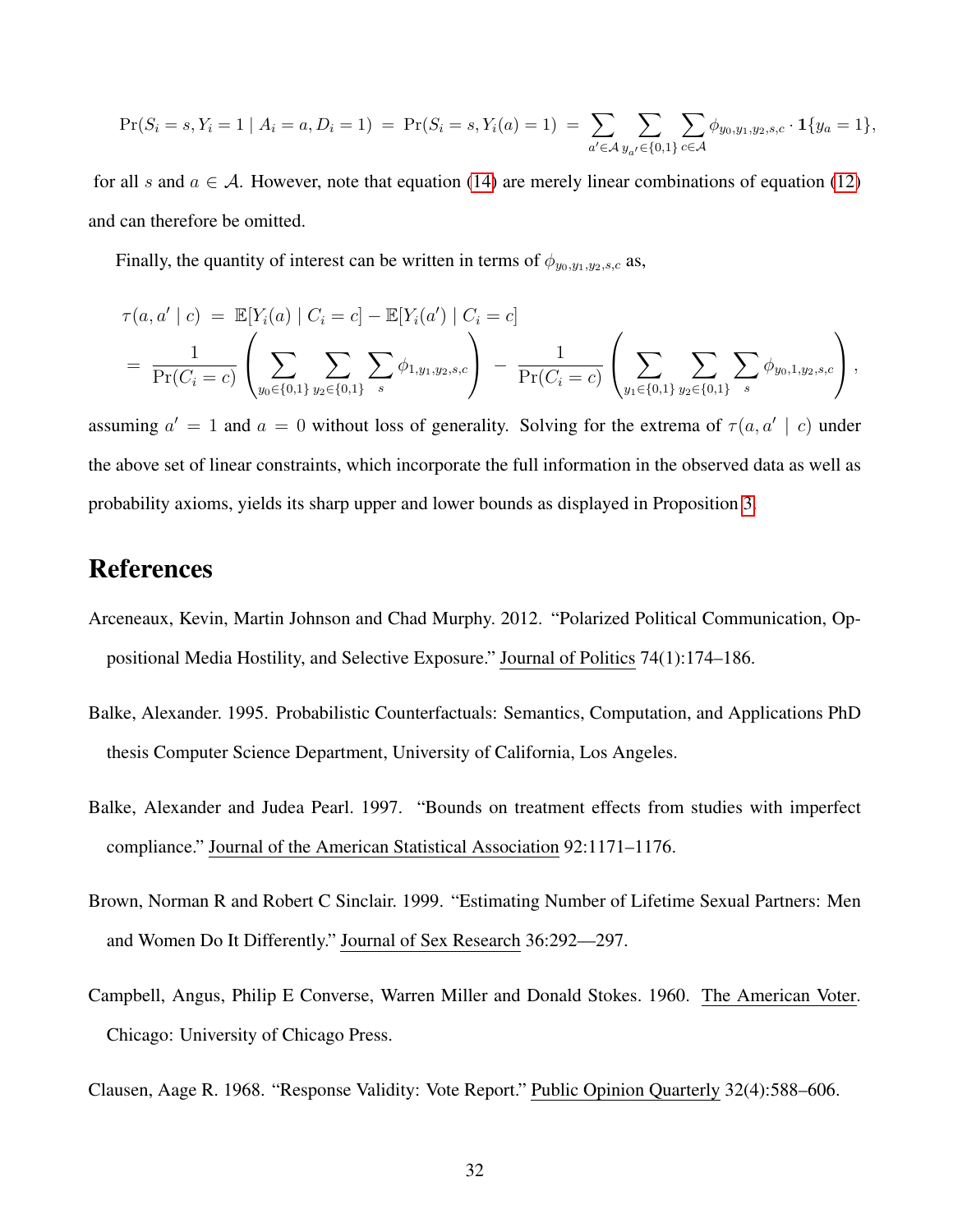$$\Pr(S_i = s, Y_i = 1 \mid A_i = a, D_i = 1) \;=\; \Pr(S_i = s, Y_i(a) = 1) \;=\; \sum_{a' \in \mathcal{A}} \sum_{y_{a'} \in \{0,1\}} \sum_{c \in \mathcal{A}} \phi_{y_0, y_1, y_2, s, c} \cdot \mathbf{1}\{y_a = 1\},$$

for all $s$ and $a \in \mathcal{A}$. However, note that equation (14) are merely linear combinations of equation (12) and can therefore be omitted.

Finally, the quantity of interest can be written in terms of $\phi_{y_0, y_1, y_2, s, c}$ as,

$$\begin{aligned}
&\tau(a, a' \mid c) \;=\; \mathbb{E}[Y_i(a) \mid C_i = c] - \mathbb{E}[Y_i(a') \mid C_i = c] \\
&= \frac{1}{\Pr(C_i = c)} \left( \sum_{y_0 \in \{0,1\}} \sum_{y_2 \in \{0,1\}} \sum_{s} \phi_{1, y_1, y_2, s, c} \right) - \frac{1}{\Pr(C_i = c)} \left( \sum_{y_1 \in \{0,1\}} \sum_{y_2 \in \{0,1\}} \sum_{s} \phi_{y_0, 1, y_2, s, c} \right),
\end{aligned}$$

assuming $a' = 1$ and $a = 0$ without loss of generality. Solving for the extrema of $\tau(a, a' \mid c)$ under the above set of linear constraints, which incorporate the full information in the observed data as well as probability axioms, yields its sharp upper and lower bounds as displayed in Proposition 3.

# References

Arceneaux, Kevin, Martin Johnson and Chad Murphy. 2012. "Polarized Political Communication, Oppositional Media Hostility, and Selective Exposure." Journal of Politics 74(1):174–186.

Balke, Alexander. 1995. Probabilistic Counterfactuals: Semantics, Computation, and Applications PhD thesis Computer Science Department, University of California, Los Angeles.

Balke, Alexander and Judea Pearl. 1997. "Bounds on treatment effects from studies with imperfect compliance." Journal of the American Statistical Association 92:1171–1176.

Brown, Norman R and Robert C Sinclair. 1999. "Estimating Number of Lifetime Sexual Partners: Men and Women Do It Differently." Journal of Sex Research 36:292—297.

Campbell, Angus, Philip E Converse, Warren Miller and Donald Stokes. 1960. The American Voter. Chicago: University of Chicago Press.

Clausen, Aage R. 1968. "Response Validity: Vote Report." Public Opinion Quarterly 32(4):588–606.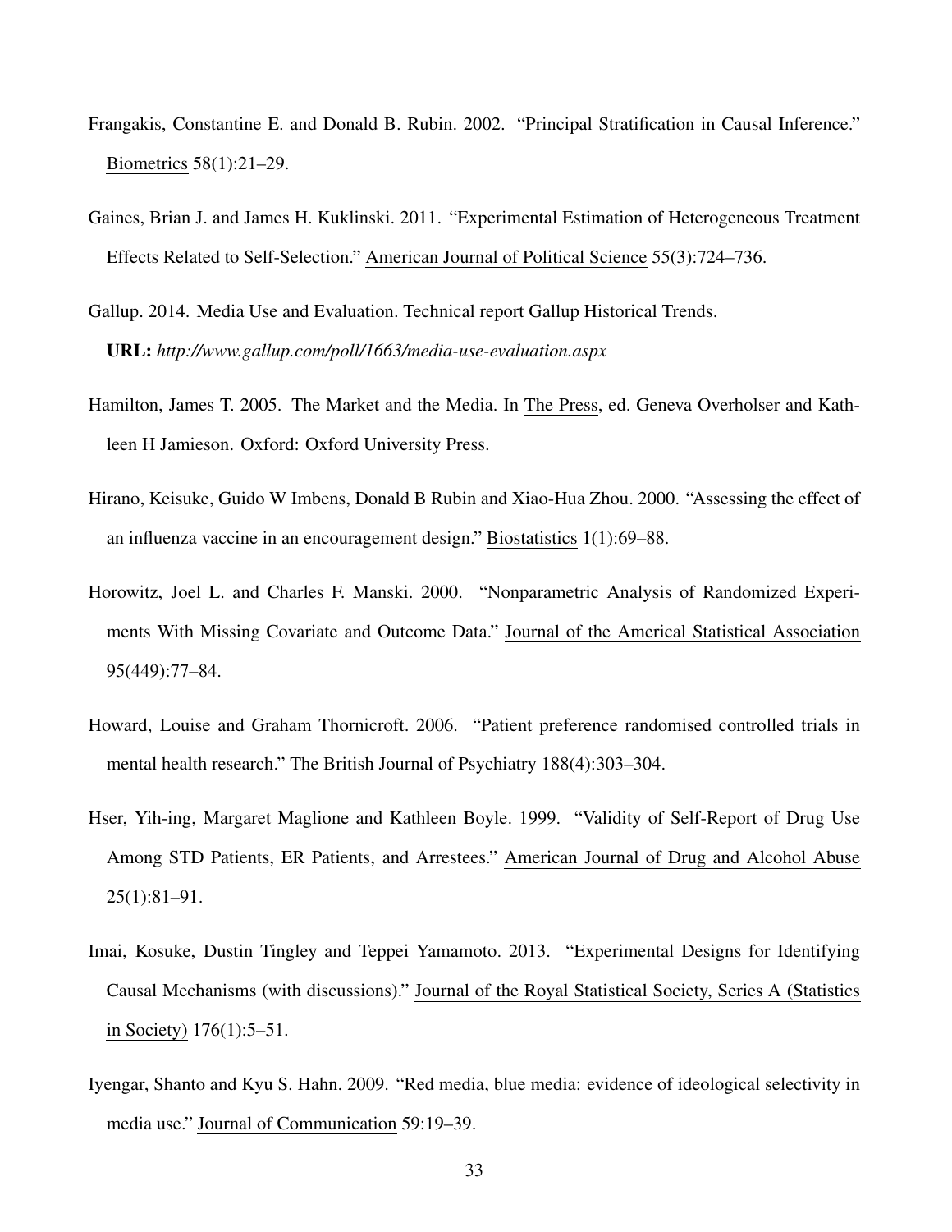Frangakis, Constantine E. and Donald B. Rubin. 2002. "Principal Stratification in Causal Inference." Biometrics 58(1):21–29.

Gaines, Brian J. and James H. Kuklinski. 2011. "Experimental Estimation of Heterogeneous Treatment Effects Related to Self-Selection." American Journal of Political Science 55(3):724–736.

Gallup. 2014. Media Use and Evaluation. Technical report Gallup Historical Trends.
**URL:** *http://www.gallup.com/poll/1663/media-use-evaluation.aspx*

Hamilton, James T. 2005. The Market and the Media. In The Press, ed. Geneva Overholser and Kathleen H Jamieson. Oxford: Oxford University Press.

Hirano, Keisuke, Guido W Imbens, Donald B Rubin and Xiao-Hua Zhou. 2000. "Assessing the effect of an influenza vaccine in an encouragement design." Biostatistics 1(1):69–88.

Horowitz, Joel L. and Charles F. Manski. 2000. "Nonparametric Analysis of Randomized Experiments With Missing Covariate and Outcome Data." Journal of the Americal Statistical Association 95(449):77–84.

Howard, Louise and Graham Thornicroft. 2006. "Patient preference randomised controlled trials in mental health research." The British Journal of Psychiatry 188(4):303–304.

Hser, Yih-ing, Margaret Maglione and Kathleen Boyle. 1999. "Validity of Self-Report of Drug Use Among STD Patients, ER Patients, and Arrestees." American Journal of Drug and Alcohol Abuse 25(1):81–91.

Imai, Kosuke, Dustin Tingley and Teppei Yamamoto. 2013. "Experimental Designs for Identifying Causal Mechanisms (with discussions)." Journal of the Royal Statistical Society, Series A (Statistics in Society) 176(1):5–51.

Iyengar, Shanto and Kyu S. Hahn. 2009. "Red media, blue media: evidence of ideological selectivity in media use." Journal of Communication 59:19–39.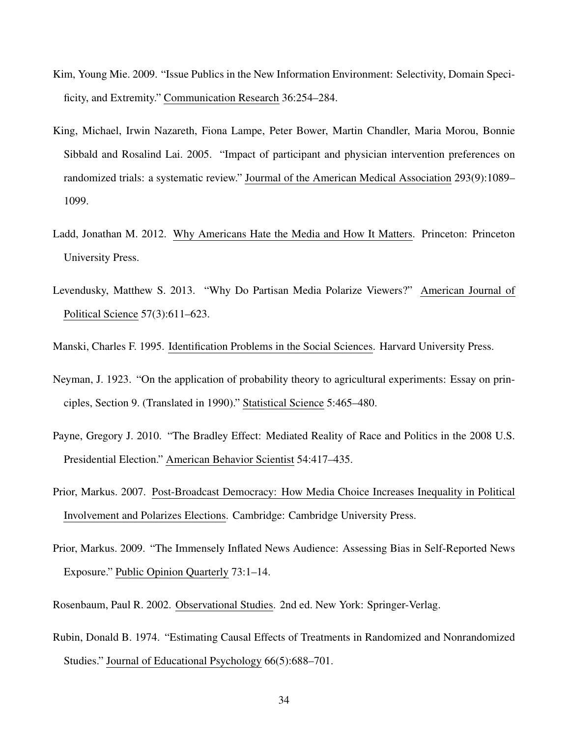Kim, Young Mie. 2009. "Issue Publics in the New Information Environment: Selectivity, Domain Specificity, and Extremity." Communication Research 36:254–284.

King, Michael, Irwin Nazareth, Fiona Lampe, Peter Bower, Martin Chandler, Maria Morou, Bonnie Sibbald and Rosalind Lai. 2005. "Impact of participant and physician intervention preferences on randomized trials: a systematic review." Journal of the American Medical Association 293(9):1089–1099.

Ladd, Jonathan M. 2012. Why Americans Hate the Media and How It Matters. Princeton: Princeton University Press.

Levendusky, Matthew S. 2013. "Why Do Partisan Media Polarize Viewers?" American Journal of Political Science 57(3):611–623.

Manski, Charles F. 1995. Identification Problems in the Social Sciences. Harvard University Press.

Neyman, J. 1923. "On the application of probability theory to agricultural experiments: Essay on principles, Section 9. (Translated in 1990)." Statistical Science 5:465–480.

Payne, Gregory J. 2010. "The Bradley Effect: Mediated Reality of Race and Politics in the 2008 U.S. Presidential Election." American Behavior Scientist 54:417–435.

Prior, Markus. 2007. Post-Broadcast Democracy: How Media Choice Increases Inequality in Political Involvement and Polarizes Elections. Cambridge: Cambridge University Press.

Prior, Markus. 2009. "The Immensely Inflated News Audience: Assessing Bias in Self-Reported News Exposure." Public Opinion Quarterly 73:1–14.

Rosenbaum, Paul R. 2002. Observational Studies. 2nd ed. New York: Springer-Verlag.

Rubin, Donald B. 1974. "Estimating Causal Effects of Treatments in Randomized and Nonrandomized Studies." Journal of Educational Psychology 66(5):688–701.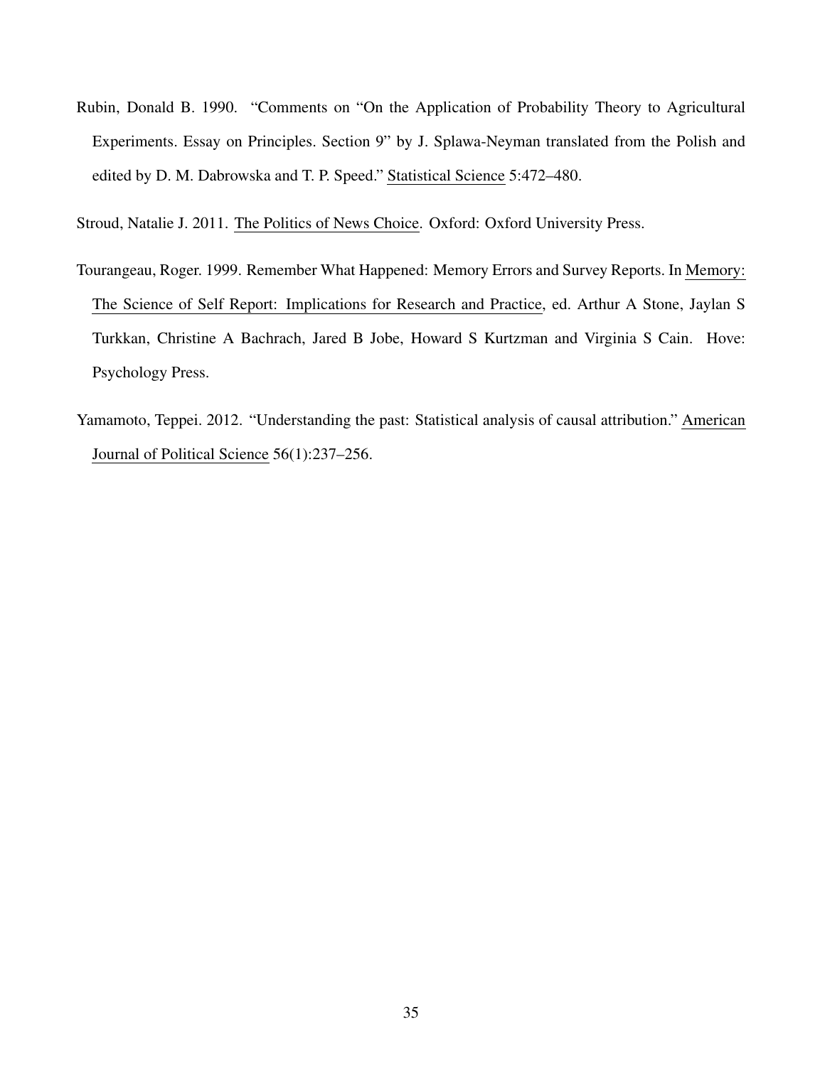Rubin, Donald B. 1990. "Comments on "On the Application of Probability Theory to Agricultural Experiments. Essay on Principles. Section 9" by J. Splawa-Neyman translated from the Polish and edited by D. M. Dabrowska and T. P. Speed." Statistical Science 5:472–480.

Stroud, Natalie J. 2011. The Politics of News Choice. Oxford: Oxford University Press.

Tourangeau, Roger. 1999. Remember What Happened: Memory Errors and Survey Reports. In Memory: The Science of Self Report: Implications for Research and Practice, ed. Arthur A Stone, Jaylan S Turkkan, Christine A Bachrach, Jared B Jobe, Howard S Kurtzman and Virginia S Cain. Hove: Psychology Press.

Yamamoto, Teppei. 2012. "Understanding the past: Statistical analysis of causal attribution." American Journal of Political Science 56(1):237–256.